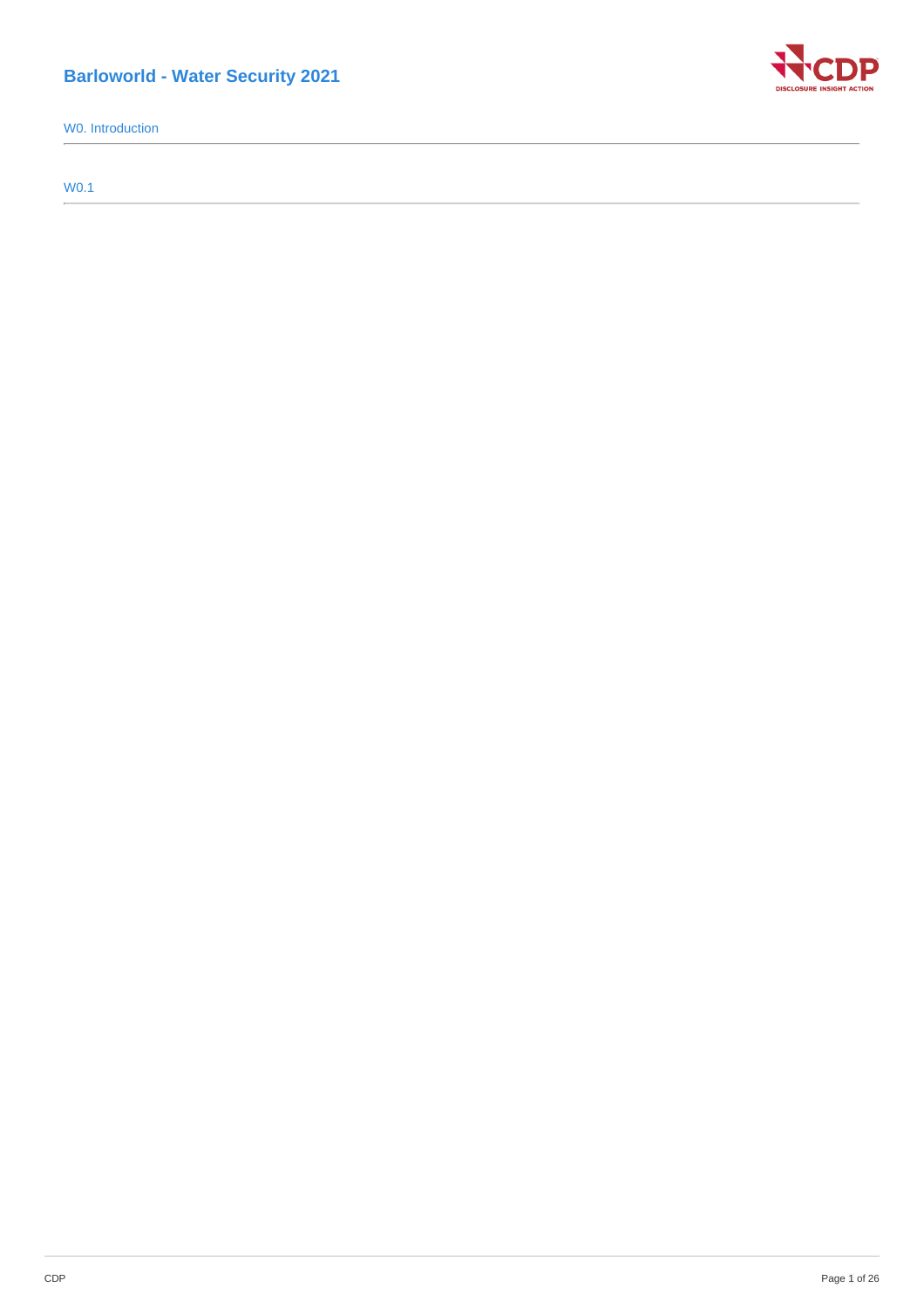# Barloworld - Water Security 2021

## W0. Introduction

### W0.1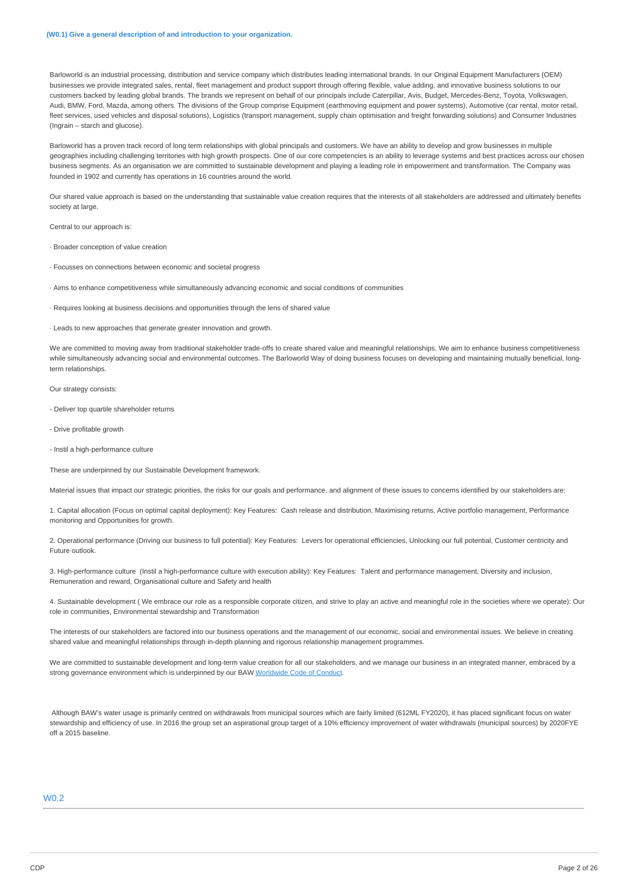### (W0.1) Give a general description of and introduction to your organization.

Barloworld is an industrial processing, distribution and service company which distributes leading international brands. In our Original Equipment Manufacturers (OEM) businesses we provide integrated sales, rental, fleet management and product support through offering flexible, value adding, and innovative business solutions to our customers backed by leading global brands. The brands we represent on behalf of our principals include Caterpillar, Avis, Budget, Mercedes-Benz, Toyota, Volkswagen, Audi, BMW, Ford, Mazda, among others. The divisions of the Group comprise Equipment (earthmoving equipment and power systems), Automotive (car rental, motor retail, fleet services, used vehicles and disposal solutions), Logistics (transport management, supply chain optimisation and freight forwarding solutions) and Consumer Industries (Ingrain – starch and glucose).

Barloworld has a proven track record of long term relationships with global principals and customers. We have an ability to develop and grow businesses in multiple geographies including challenging territories with high growth prospects. One of our core competencies is an ability to leverage systems and best practices across our chosen business segments. As an organisation we are committed to sustainable development and playing a leading role in empowerment and transformation. The Company was founded in 1902 and currently has operations in 16 countries around the world.

Our shared value approach is based on the understanding that sustainable value creation requires that the interests of all stakeholders are addressed and ultimately benefits society at large.

Central to our approach is:

· Broader conception of value creation

· Focusses on connections between economic and societal progress

· Aims to enhance competitiveness while simultaneously advancing economic and social conditions of communities

· Requires looking at business decisions and opportunities through the lens of shared value

· Leads to new approaches that generate greater innovation and growth.

We are committed to moving away from traditional stakeholder trade-offs to create shared value and meaningful relationships. We aim to enhance business competitiveness while simultaneously advancing social and environmental outcomes. The Barloworld Way of doing business focuses on developing and maintaining mutually beneficial, long-term relationships.

Our strategy consists:

- Deliver top quartile shareholder returns

- Drive profitable growth

- Instil a high-performance culture

These are underpinned by our Sustainable Development framework.

Material issues that impact our strategic priorities, the risks for our goals and performance, and alignment of these issues to concerns identified by our stakeholders are:

1. Capital allocation (Focus on optimal capital deployment): Key Features: Cash release and distribution, Maximising returns, Active portfolio management, Performance monitoring and Opportunities for growth.

2. Operational performance (Driving our business to full potential): Key Features: Levers for operational efficiencies, Unlocking our full potential, Customer centricity and Future outlook.

3. High-performance culture (Instil a high-performance culture with execution ability): Key Features: Talent and performance management, Diversity and inclusion, Remuneration and reward, Organisational culture and Safety and health

4. Sustainable development ( We embrace our role as a responsible corporate citizen, and strive to play an active and meaningful role in the societies where we operate): Our role in communities, Environmental stewardship and Transformation

The interests of our stakeholders are factored into our business operations and the management of our economic, social and environmental issues. We believe in creating shared value and meaningful relationships through in-depth planning and rigorous relationship management programmes.

We are committed to sustainable development and long-term value creation for all our stakeholders, and we manage our business in an integrated manner, embraced by a strong governance environment which is underpinned by our BAW Worldwide Code of Conduct.

Although BAW's water usage is primarily centred on withdrawals from municipal sources which are fairly limited (612ML FY2020), it has placed significant focus on water stewardship and efficiency of use. In 2016 the group set an aspirational group target of a 10% efficiency improvement of water withdrawals (municipal sources) by 2020FYE off a 2015 baseline.

## W0.2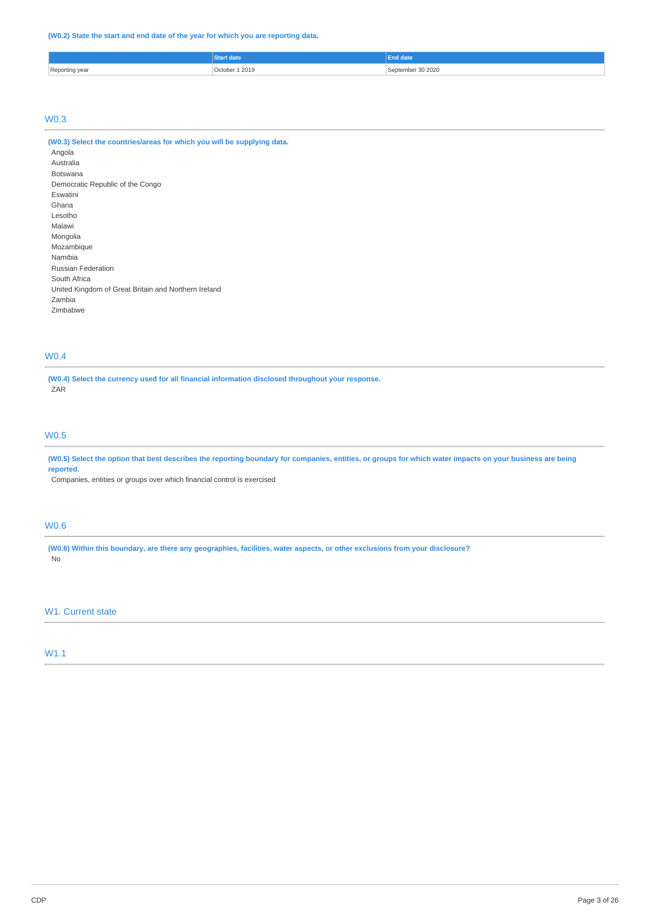**(W0.2) State the start and end date of the year for which you are reporting data.**

| | Start date | End date |
|---|---|---|
| Reporting year | October 1 2019 | September 30 2020 |

## W0.3

**(W0.3) Select the countries/areas for which you will be supplying data.**

Angola
Australia
Botswana
Democratic Republic of the Congo
Eswatini
Ghana
Lesotho
Malawi
Mongolia
Mozambique
Namibia
Russian Federation
South Africa
United Kingdom of Great Britain and Northern Ireland
Zambia
Zimbabwe

## W0.4

**(W0.4) Select the currency used for all financial information disclosed throughout your response.**

ZAR

## W0.5

**(W0.5) Select the option that best describes the reporting boundary for companies, entities, or groups for which water impacts on your business are being reported.**

Companies, entities or groups over which financial control is exercised

## W0.6

**(W0.6) Within this boundary, are there any geographies, facilities, water aspects, or other exclusions from your disclosure?**

No

## W1. Current state

## W1.1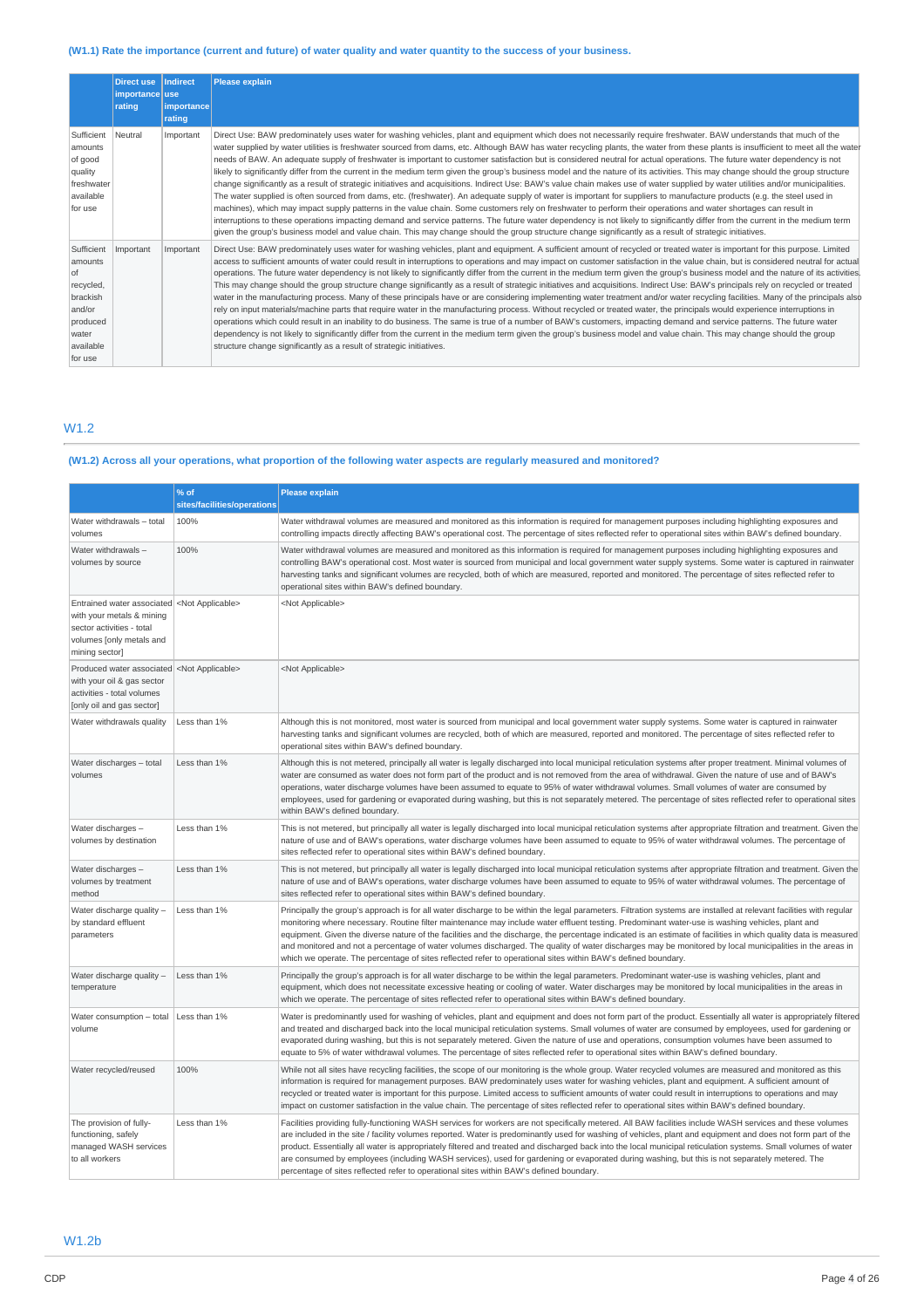### (W1.1) Rate the importance (current and future) of water quality and water quantity to the success of your business.

| | Direct use importance rating | Indirect use importance rating | Please explain |
|---|---|---|---|
| Sufficient amounts of good quality freshwater available for use | Neutral | Important | Direct Use: BAW predominately uses water for washing vehicles, plant and equipment which does not necessarily require freshwater. BAW understands that much of the water supplied by water utilities is freshwater sourced from dams, etc. Although BAW has water recycling plants, the water from these plants is insufficient to meet all the water needs of BAW. An adequate supply of freshwater is important to customer satisfaction but is considered neutral for actual operations. The future water dependency is not likely to significantly differ from the current in the medium term given the group's business model and the nature of its activities. This may change should the group structure change significantly as a result of strategic initiatives and acquisitions. Indirect Use: BAW's value chain makes use of water supplied by water utilities and/or municipalities. The water supplied is often sourced from dams, etc. (freshwater). An adequate supply of water is important for suppliers to manufacture products (e.g. the steel used in machines), which may impact supply patterns in the value chain. Some customers rely on freshwater to perform their operations and water shortages can result in interruptions to these operations impacting demand and service patterns. The future water dependency is not likely to significantly differ from the current in the medium term given the group's business model and value chain. This may change should the group structure change significantly as a result of strategic initiatives. |
| Sufficient amounts of recycled, brackish and/or produced water available for use | Important | Important | Direct Use: BAW predominately uses water for washing vehicles, plant and equipment. A sufficient amount of recycled or treated water is important for this purpose. Limited access to sufficient amounts of water could result in interruptions to operations and may impact on customer satisfaction in the value chain, but is considered neutral for actual operations. The future water dependency is not likely to significantly differ from the current in the medium term given the group's business model and the nature of its activities. This may change should the group structure change significantly as a result of strategic initiatives and acquisitions. Indirect Use: BAW's principals rely on recycled or treated water in the manufacturing process. Many of these principals have or are considering implementing water treatment and/or water recycling facilities. Many of the principals also rely on input materials/machine parts that require water in the manufacturing process. Without recycled or treated water, the principals would experience interruptions in operations which could result in an inability to do business. The same is true of a number of BAW's customers, impacting demand and service patterns. The future water dependency is not likely to significantly differ from the current in the medium term given the group's business model and value chain. This may change should the group structure change significantly as a result of strategic initiatives. |

## W1.2

### (W1.2) Across all your operations, what proportion of the following water aspects are regularly measured and monitored?

| | % of sites/facilities/operations | Please explain |
|---|---|---|
| Water withdrawals – total volumes | 100% | Water withdrawal volumes are measured and monitored as this information is required for management purposes including highlighting exposures and controlling impacts directly affecting BAW's operational cost. The percentage of sites reflected refer to operational sites within BAW's defined boundary. |
| Water withdrawals – volumes by source | 100% | Water withdrawal volumes are measured and monitored as this information is required for management purposes including highlighting exposures and controlling BAW's operational cost. Most water is sourced from municipal and local government water supply systems. Some water is captured in rainwater harvesting tanks and significant volumes are recycled, both of which are measured, reported and monitored. The percentage of sites reflected refer to operational sites within BAW's defined boundary. |
| Entrained water associated with your metals & mining sector activities - total volumes [only metals and mining sector] | <Not Applicable> | <Not Applicable> |
| Produced water associated with your oil & gas sector activities - total volumes [only oil and gas sector] | <Not Applicable> | <Not Applicable> |
| Water withdrawals quality | Less than 1% | Although this is not monitored, most water is sourced from municipal and local government water supply systems. Some water is captured in rainwater harvesting tanks and significant volumes are recycled, both of which are measured, reported and monitored. The percentage of sites reflected refer to operational sites within BAW's defined boundary. |
| Water discharges – total volumes | Less than 1% | Although this is not metered, principally all water is legally discharged into local municipal reticulation systems after proper treatment. Minimal volumes of water are consumed as water does not form part of the product and is not removed from the area of withdrawal. Given the nature of use and of BAW's operations, water discharge volumes have been assumed to equate to 95% of water withdrawal volumes. Small volumes of water are consumed by employees, used for gardening or evaporated during washing, but this is not separately metered. The percentage of sites reflected refer to operational sites within BAW's defined boundary. |
| Water discharges – volumes by destination | Less than 1% | This is not metered, but principally all water is legally discharged into local municipal reticulation systems after appropriate filtration and treatment. Given the nature of use and of BAW's operations, water discharge volumes have been assumed to equate to 95% of water withdrawal volumes. The percentage of sites reflected refer to operational sites within BAW's defined boundary. |
| Water discharges – volumes by treatment method | Less than 1% | This is not metered, but principally all water is legally discharged into local municipal reticulation systems after appropriate filtration and treatment. Given the nature of use and of BAW's operations, water discharge volumes have been assumed to equate to 95% of water withdrawal volumes. The percentage of sites reflected refer to operational sites within BAW's defined boundary. |
| Water discharge quality – by standard effluent parameters | Less than 1% | Principally the group's approach is for all water discharge to be within the legal parameters. Filtration systems are installed at relevant facilities with regular monitoring where necessary. Routine filter maintenance may include water effluent testing. Predominant water-use is washing vehicles, plant and equipment. Given the diverse nature of the facilities and the discharge, the percentage indicated is an estimate of facilities in which quality data is measured and monitored and not a percentage of water volumes discharged. The quality of water discharges may be monitored by local municipalities in the areas in which we operate. The percentage of sites reflected refer to operational sites within BAW's defined boundary. |
| Water discharge quality – temperature | Less than 1% | Principally the group's approach is for all water discharge to be within the legal parameters. Predominant water-use is washing vehicles, plant and equipment, which does not necessitate excessive heating or cooling of water. Water discharges may be monitored by local municipalities in the areas in which we operate. The percentage of sites reflected refer to operational sites within BAW's defined boundary. |
| Water consumption – total volume | Less than 1% | Water is predominantly used for washing of vehicles, plant and equipment and does not form part of the product. Essentially all water is appropriately filtered and treated and discharged back into the local municipal reticulation systems. Small volumes of water are consumed by employees, used for gardening or evaporated during washing, but this is not separately metered. Given the nature of use and operations, consumption volumes have been assumed to equate to 5% of water withdrawal volumes. The percentage of sites reflected refer to operational sites within BAW's defined boundary. |
| Water recycled/reused | 100% | While not all sites have recycling facilities, the scope of our monitoring is the whole group. Water recycled volumes are measured and monitored as this information is required for management purposes. BAW predominately uses water for washing vehicles, plant and equipment. A sufficient amount of recycled or treated water is important for this purpose. Limited access to sufficient amounts of water could result in interruptions to operations and may impact on customer satisfaction in the value chain. The percentage of sites reflected refer to operational sites within BAW's defined boundary. |
| The provision of fully-functioning, safely managed WASH services to all workers | Less than 1% | Facilities providing fully-functioning WASH services for workers are not specifically metered. All BAW facilities include WASH services and these volumes are included in the site / facility volumes reported. Water is predominantly used for washing of vehicles, plant and equipment and does not form part of the product. Essentially all water is appropriately filtered and treated and discharged back into the local municipal reticulation systems. Small volumes of water are consumed by employees (including WASH services), used for gardening or evaporated during washing, but this is not separately metered. The percentage of sites reflected refer to operational sites within BAW's defined boundary. |

## W1.2b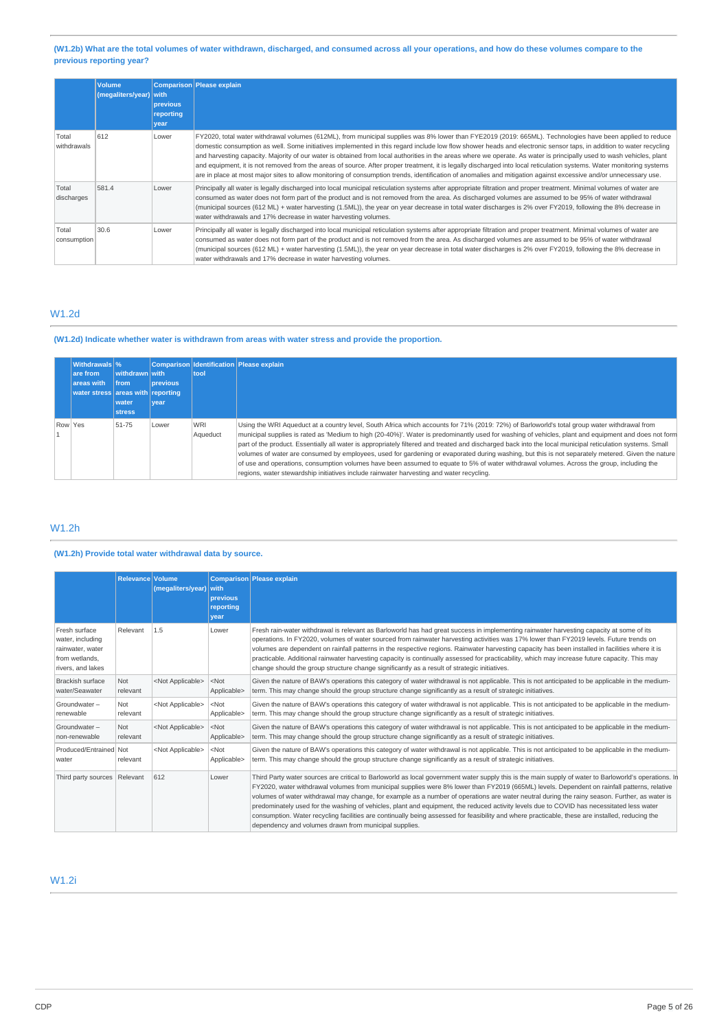**(W1.2b) What are the total volumes of water withdrawn, discharged, and consumed across all your operations, and how do these volumes compare to the previous reporting year?**

| | Volume (megaliters/year) | Comparison with previous reporting year | Please explain |
|---|---|---|---|
| Total withdrawals | 612 | Lower | FY2020, total water withdrawal volumes (612ML), from municipal supplies was 8% lower than FYE2019 (2019: 665ML). Technologies have been applied to reduce domestic consumption as well. Some initiatives implemented in this regard include low flow shower heads and electronic sensor taps, in addition to water recycling and harvesting capacity. Majority of our water is obtained from local authorities in the areas where we operate. As water is principally used to wash vehicles, plant and equipment, it is not removed from the areas of source. After proper treatment, it is legally discharged into local reticulation systems. Water monitoring systems are in place at most major sites to allow monitoring of consumption trends, identification of anomalies and mitigation against excessive and/or unnecessary use. |
| Total discharges | 581.4 | Lower | Principally all water is legally discharged into local municipal reticulation systems after appropriate filtration and proper treatment. Minimal volumes of water are consumed as water does not form part of the product and is not removed from the area. As discharged volumes are assumed to be 95% of water withdrawal (municipal sources (612 ML) + water harvesting (1.5ML)), the year on year decrease in total water discharges is 2% over FY2019, following the 8% decrease in water withdrawals and 17% decrease in water harvesting volumes. |
| Total consumption | 30.6 | Lower | Principally all water is legally discharged into local municipal reticulation systems after appropriate filtration and proper treatment. Minimal volumes of water are consumed as water does not form part of the product and is not removed from the area. As discharged volumes are assumed to be 95% of water withdrawal (municipal sources (612 ML) + water harvesting (1.5ML)), the year on year decrease in total water discharges is 2% over FY2019, following the 8% decrease in water withdrawals and 17% decrease in water harvesting volumes. |

## W1.2d

**(W1.2d) Indicate whether water is withdrawn from areas with water stress and provide the proportion.**

| | Withdrawals are from areas with water stress | % withdrawn from areas with water stress | Comparison with previous reporting year | Identification tool | Please explain |
|---|---|---|---|---|---|
| Row 1 | Yes | 51-75 | Lower | WRI Aqueduct | Using the WRI Aqueduct at a country level, South Africa which accounts for 71% (2019: 72%) of Barloworld's total group water withdrawal from municipal supplies is rated as 'Medium to high (20-40%)'. Water is predominantly used for washing of vehicles, plant and equipment and does not form part of the product. Essentially all water is appropriately filtered and treated and discharged back into the local municipal reticulation systems. Small volumes of water are consumed by employees, used for gardening or evaporated during washing, but this is not separately metered. Given the nature of use and operations, consumption volumes have been assumed to equate to 5% of water withdrawal volumes. Across the group, including the regions, water stewardship initiatives include rainwater harvesting and water recycling. |

## W1.2h

**(W1.2h) Provide total water withdrawal data by source.**

| | Relevance | Volume (megaliters/year) | Comparison with previous reporting year | Please explain |
|---|---|---|---|---|
| Fresh surface water, including rainwater, water from wetlands, rivers, and lakes | Relevant | 1.5 | Lower | Fresh rain-water withdrawal is relevant as Barloworld has had great success in implementing rainwater harvesting capacity at some of its operations. In FY2020, volumes of water sourced from rainwater harvesting activities was 17% lower than FY2019 levels. Future trends on volumes are dependent on rainfall patterns in the respective regions. Rainwater harvesting capacity has been installed in facilities where it is practicable. Additional rainwater harvesting capacity is continually assessed for practicability, which may increase future capacity. This may change should the group structure change significantly as a result of strategic initiatives. |
| Brackish surface water/Seawater | Not relevant | <Not Applicable> | <Not Applicable> | Given the nature of BAW's operations this category of water withdrawal is not applicable. This is not anticipated to be applicable in the medium-term. This may change should the group structure change significantly as a result of strategic initiatives. |
| Groundwater – renewable | Not relevant | <Not Applicable> | <Not Applicable> | Given the nature of BAW's operations this category of water withdrawal is not applicable. This is not anticipated to be applicable in the medium-term. This may change should the group structure change significantly as a result of strategic initiatives. |
| Groundwater – non-renewable | Not relevant | <Not Applicable> | <Not Applicable> | Given the nature of BAW's operations this category of water withdrawal is not applicable. This is not anticipated to be applicable in the medium-term. This may change should the group structure change significantly as a result of strategic initiatives. |
| Produced/Entrained water | Not relevant | <Not Applicable> | <Not Applicable> | Given the nature of BAW's operations this category of water withdrawal is not applicable. This is not anticipated to be applicable in the medium-term. This may change should the group structure change significantly as a result of strategic initiatives. |
| Third party sources | Relevant | 612 | Lower | Third Party water sources are critical to Barloworld as local government water supply this is the main supply of water to Barloworld's operations. In FY2020, water withdrawal volumes from municipal supplies were 8% lower than FY2019 (665ML) levels. Dependent on rainfall patterns, relative volumes of water withdrawal may change, for example as a number of operations are water neutral during the rainy season. Further, as water is predominately used for the washing of vehicles, plant and equipment, the reduced activity levels due to COVID has necessitated less water consumption. Water recycling facilities are continually being assessed for feasibility and where practicable, these are installed, reducing the dependency and volumes drawn from municipal supplies. |

## W1.2i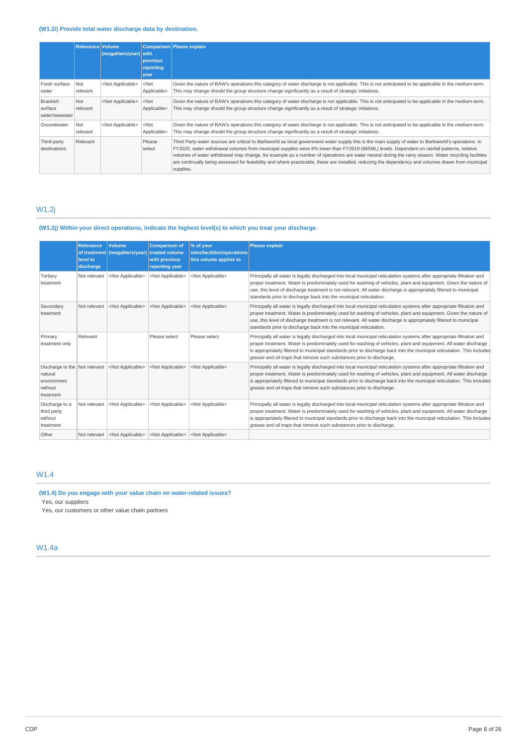**(W1.2i) Provide total water discharge data by destination.**

| | Relevance | Volume (megaliters/year) | Comparison with previous reporting year | Please explain |
|---|---|---|---|---|
| Fresh surface water | Not relevant | <Not Applicable> | <Not Applicable> | Given the nature of BAW's operations this category of water discharge is not applicable. This is not anticipated to be applicable in the medium-term. This may change should the group structure change significantly as a result of strategic initiatives. |
| Brackish surface water/seawater | Not relevant | <Not Applicable> | <Not Applicable> | Given the nature of BAW's operations this category of water discharge is not applicable. This is not anticipated to be applicable in the medium-term. This may change should the group structure change significantly as a result of strategic initiatives. |
| Groundwater | Not relevant | <Not Applicable> | <Not Applicable> | Given the nature of BAW's operations this category of water discharge is not applicable. This is not anticipated to be applicable in the medium-term. This may change should the group structure change significantly as a result of strategic initiatives. |
| Third-party destinations | Relevant | | Please select | Third Party water sources are critical to Barloworld as local government water supply this is the main supply of water to Barloworld's operations. In FY2020, water withdrawal volumes from municipal supplies were 8% lower than FY2019 (665ML) levels. Dependent on rainfall patterns, relative volumes of water withdrawal may change, for example as a number of operations are water neutral during the rainy season. Water recycling facilities are continually being assessed for feasibility and where practicable, these are installed, reducing the dependency and volumes drawn from municipal supplies. |

## W1.2j

**(W1.2j) Within your direct operations, indicate the highest level(s) to which you treat your discharge.**

| | Relevance of treatment level to discharge | Volume (megaliters/year) | Comparison of treated volume with previous reporting year | % of your sites/facilities/operations this volume applies to | Please explain |
|---|---|---|---|---|---|
| Tertiary treatment | Not relevant | <Not Applicable> | <Not Applicable> | <Not Applicable> | Principally all water is legally discharged into local municipal reticulation systems after appropriate filtration and proper treatment. Water is predominately used for washing of vehicles, plant and equipment. Given the nature of use, this level of discharge treatment is not relevant. All water discharge is appropriately filtered to municipal standards prior to discharge back into the municipal reticulation. |
| Secondary treatment | Not relevant | <Not Applicable> | <Not Applicable> | <Not Applicable> | Principally all water is legally discharged into local municipal reticulation systems after appropriate filtration and proper treatment. Water is predominately used for washing of vehicles, plant and equipment. Given the nature of use, this level of discharge treatment is not relevant. All water discharge is appropriately filtered to municipal standards prior to discharge back into the municipal reticulation. |
| Primary treatment only | Relevant | | Please select | Please select | Principally all water is legally discharged into local municipal reticulation systems after appropriate filtration and proper treatment. Water is predominately used for washing of vehicles, plant and equipment. All water discharge is appropriately filtered to municipal standards prior to discharge back into the municipal reticulation. This includes grease and oil traps that remove such substances prior to discharge. |
| Discharge to the natural environment without treatment | Not relevant | <Not Applicable> | <Not Applicable> | <Not Applicable> | Principally all water is legally discharged into local municipal reticulation systems after appropriate filtration and proper treatment. Water is predominately used for washing of vehicles, plant and equipment. All water discharge is appropriately filtered to municipal standards prior to discharge back into the municipal reticulation. This includes grease and oil traps that remove such substances prior to discharge. |
| Discharge to a third party without treatment | Not relevant | <Not Applicable> | <Not Applicable> | <Not Applicable> | Principally all water is legally discharged into local municipal reticulation systems after appropriate filtration and proper treatment. Water is predominately used for washing of vehicles, plant and equipment. All water discharge is appropriately filtered to municipal standards prior to discharge back into the municipal reticulation. This includes grease and oil traps that remove such substances prior to discharge. |
| Other | Not relevant | <Not Applicable> | <Not Applicable> | <Not Applicable> | |

## W1.4

**(W1.4) Do you engage with your value chain on water-related issues?**

Yes, our suppliers

Yes, our customers or other value chain partners

## W1.4a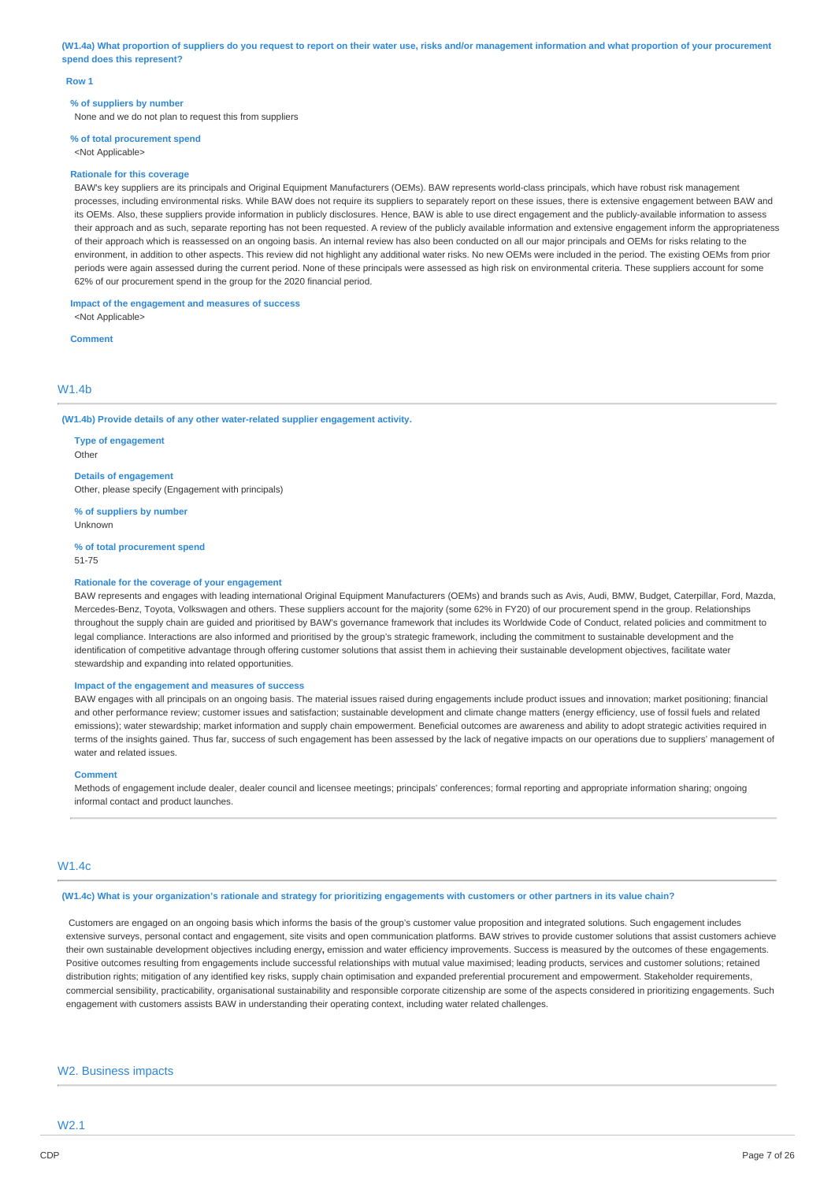**(W1.4a) What proportion of suppliers do you request to report on their water use, risks and/or management information and what proportion of your procurement spend does this represent?**

**Row 1**

**% of suppliers by number**

None and we do not plan to request this from suppliers

**% of total procurement spend**

<Not Applicable>

**Rationale for this coverage**

BAW's key suppliers are its principals and Original Equipment Manufacturers (OEMs). BAW represents world-class principals, which have robust risk management processes, including environmental risks. While BAW does not require its suppliers to separately report on these issues, there is extensive engagement between BAW and its OEMs. Also, these suppliers provide information in publicly disclosures. Hence, BAW is able to use direct engagement and the publicly-available information to assess their approach and as such, separate reporting has not been requested. A review of the publicly available information and extensive engagement inform the appropriateness of their approach which is reassessed on an ongoing basis. An internal review has also been conducted on all our major principals and OEMs for risks relating to the environment, in addition to other aspects. This review did not highlight any additional water risks. No new OEMs were included in the period. The existing OEMs from prior periods were again assessed during the current period. None of these principals were assessed as high risk on environmental criteria. These suppliers account for some 62% of our procurement spend in the group for the 2020 financial period.

**Impact of the engagement and measures of success**

<Not Applicable>

**Comment**

## W1.4b

**(W1.4b) Provide details of any other water-related supplier engagement activity.**

**Type of engagement**

Other

**Details of engagement**

Other, please specify (Engagement with principals)

**% of suppliers by number**

Unknown

**% of total procurement spend**

51-75

**Rationale for the coverage of your engagement**

BAW represents and engages with leading international Original Equipment Manufacturers (OEMs) and brands such as Avis, Audi, BMW, Budget, Caterpillar, Ford, Mazda, Mercedes-Benz, Toyota, Volkswagen and others. These suppliers account for the majority (some 62% in FY20) of our procurement spend in the group. Relationships throughout the supply chain are guided and prioritised by BAW's governance framework that includes its Worldwide Code of Conduct, related policies and commitment to legal compliance. Interactions are also informed and prioritised by the group's strategic framework, including the commitment to sustainable development and the identification of competitive advantage through offering customer solutions that assist them in achieving their sustainable development objectives, facilitate water stewardship and expanding into related opportunities.

**Impact of the engagement and measures of success**

BAW engages with all principals on an ongoing basis. The material issues raised during engagements include product issues and innovation; market positioning; financial and other performance review; customer issues and satisfaction; sustainable development and climate change matters (energy efficiency, use of fossil fuels and related emissions); water stewardship; market information and supply chain empowerment. Beneficial outcomes are awareness and ability to adopt strategic activities required in terms of the insights gained. Thus far, success of such engagement has been assessed by the lack of negative impacts on our operations due to suppliers' management of water and related issues.

**Comment**

Methods of engagement include dealer, dealer council and licensee meetings; principals' conferences; formal reporting and appropriate information sharing; ongoing informal contact and product launches.

## W1.4c

**(W1.4c) What is your organization's rationale and strategy for prioritizing engagements with customers or other partners in its value chain?**

Customers are engaged on an ongoing basis which informs the basis of the group's customer value proposition and integrated solutions. Such engagement includes extensive surveys, personal contact and engagement, site visits and open communication platforms. BAW strives to provide customer solutions that assist customers achieve their own sustainable development objectives including energy, emission and water efficiency improvements. Success is measured by the outcomes of these engagements. Positive outcomes resulting from engagements include successful relationships with mutual value maximised; leading products, services and customer solutions; retained distribution rights; mitigation of any identified key risks, supply chain optimisation and expanded preferential procurement and empowerment. Stakeholder requirements, commercial sensibility, practicability, organisational sustainability and responsible corporate citizenship are some of the aspects considered in prioritizing engagements. Such engagement with customers assists BAW in understanding their operating context, including water related challenges.

# W2. Business impacts

## W2.1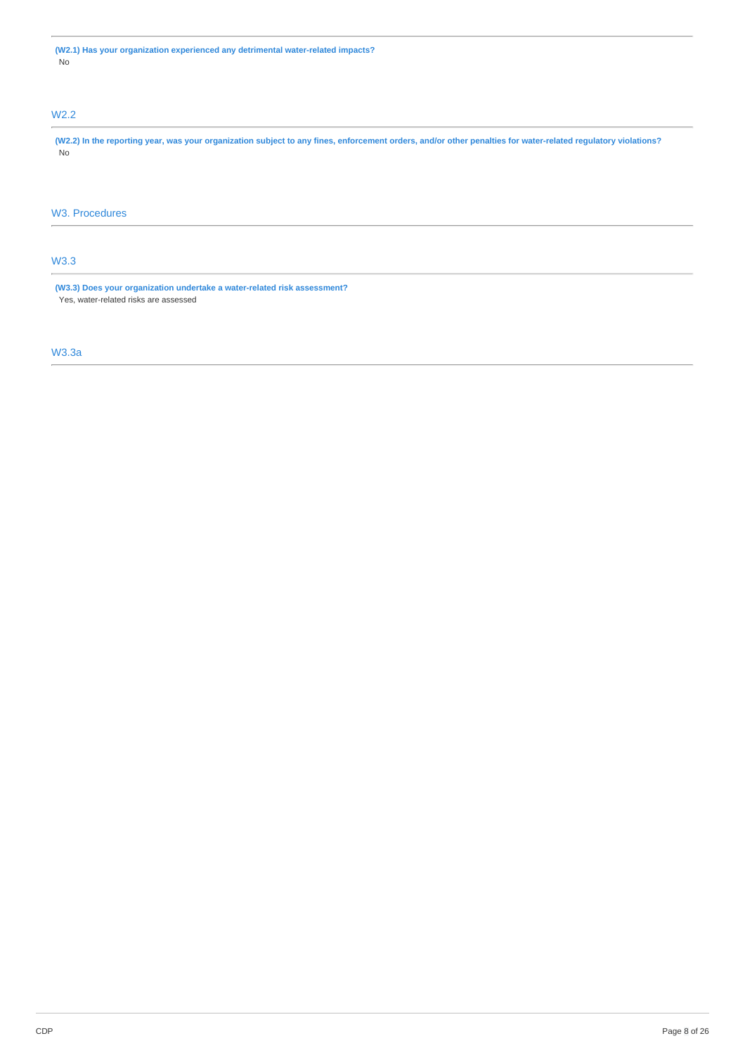**(W2.1) Has your organization experienced any detrimental water-related impacts?**

No

## W2.2

**(W2.2) In the reporting year, was your organization subject to any fines, enforcement orders, and/or other penalties for water-related regulatory violations?**

No

# W3. Procedures

## W3.3

**(W3.3) Does your organization undertake a water-related risk assessment?**

Yes, water-related risks are assessed

## W3.3a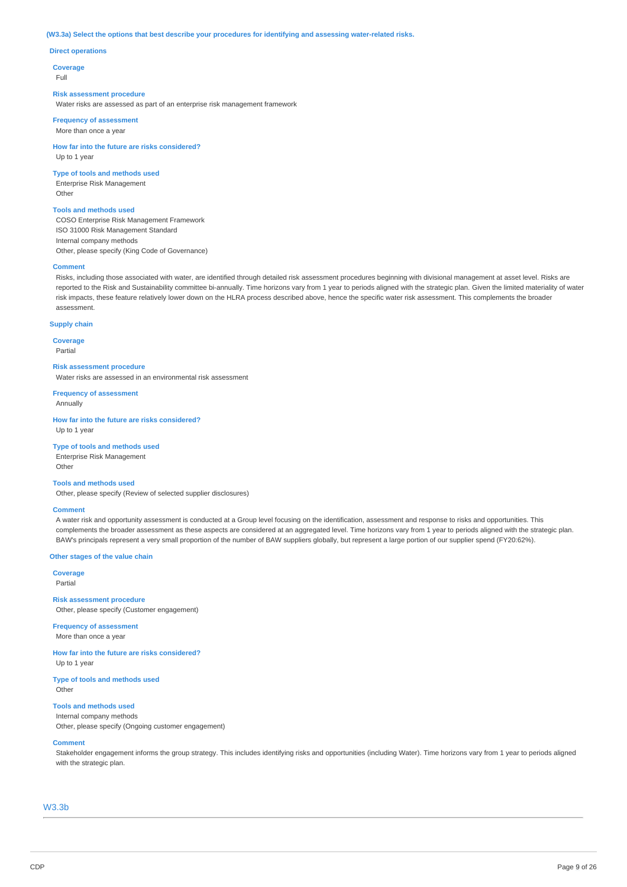**(W3.3a) Select the options that best describe your procedures for identifying and assessing water-related risks.**

**Direct operations**

**Coverage**
Full

**Risk assessment procedure**
Water risks are assessed as part of an enterprise risk management framework

**Frequency of assessment**
More than once a year

**How far into the future are risks considered?**
Up to 1 year

**Type of tools and methods used**
Enterprise Risk Management
Other

**Tools and methods used**
COSO Enterprise Risk Management Framework
ISO 31000 Risk Management Standard
Internal company methods
Other, please specify (King Code of Governance)

**Comment**
Risks, including those associated with water, are identified through detailed risk assessment procedures beginning with divisional management at asset level. Risks are reported to the Risk and Sustainability committee bi-annually. Time horizons vary from 1 year to periods aligned with the strategic plan. Given the limited materiality of water risk impacts, these feature relatively lower down on the HLRA process described above, hence the specific water risk assessment. This complements the broader assessment.

**Supply chain**

**Coverage**
Partial

**Risk assessment procedure**
Water risks are assessed in an environmental risk assessment

**Frequency of assessment**
Annually

**How far into the future are risks considered?**
Up to 1 year

**Type of tools and methods used**
Enterprise Risk Management
Other

**Tools and methods used**
Other, please specify (Review of selected supplier disclosures)

**Comment**
A water risk and opportunity assessment is conducted at a Group level focusing on the identification, assessment and response to risks and opportunities. This complements the broader assessment as these aspects are considered at an aggregated level. Time horizons vary from 1 year to periods aligned with the strategic plan. BAW's principals represent a very small proportion of the number of BAW suppliers globally, but represent a large portion of our supplier spend (FY20:62%).

**Other stages of the value chain**

**Coverage**
Partial

**Risk assessment procedure**
Other, please specify (Customer engagement)

**Frequency of assessment**
More than once a year

**How far into the future are risks considered?**
Up to 1 year

**Type of tools and methods used**
Other

**Tools and methods used**
Internal company methods
Other, please specify (Ongoing customer engagement)

**Comment**
Stakeholder engagement informs the group strategy. This includes identifying risks and opportunities (including Water). Time horizons vary from 1 year to periods aligned with the strategic plan.

## W3.3b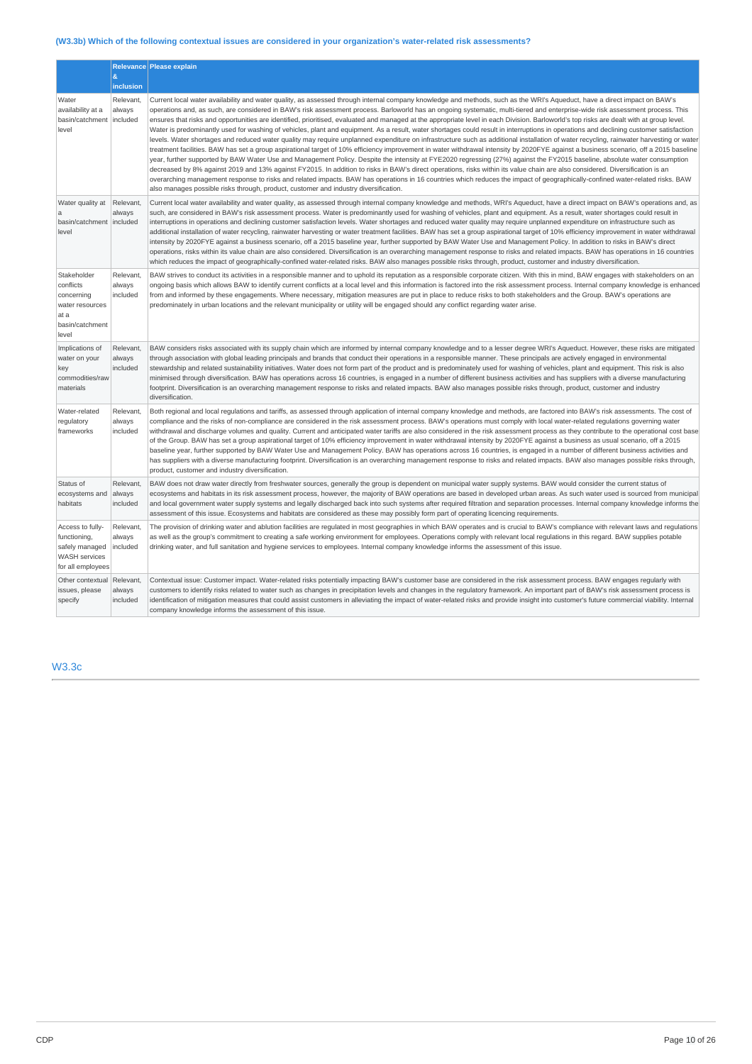### (W3.3b) Which of the following contextual issues are considered in your organization's water-related risk assessments?

| | Relevance & inclusion | Please explain |
|---|---|---|
| Water availability at a basin/catchment level | Relevant, always included | Current local water availability and water quality, as assessed through internal company knowledge and methods, such as the WRI's Aqueduct, have a direct impact on BAW's operations and, as such, are considered in BAW's risk assessment process. Barloworld has an ongoing systematic, multi-tiered and enterprise-wide risk assessment process. This ensures that risks and opportunities are identified, prioritised, evaluated and managed at the appropriate level in each Division. Barloworld's top risks are dealt with at group level. Water is predominantly used for washing of vehicles, plant and equipment. As a result, water shortages could result in interruptions in operations and declining customer satisfaction levels. Water shortages and reduced water quality may require unplanned expenditure on infrastructure such as additional installation of water recycling, rainwater harvesting or water treatment facilities. BAW has set a group aspirational target of 10% efficiency improvement in water withdrawal intensity by 2020FYE against a business scenario, off a 2015 baseline year, further supported by BAW Water Use and Management Policy. Despite the intensity at FYE2020 regressing (27%) against the FY2015 baseline, absolute water consumption decreased by 8% against 2019 and 13% against FY2015. In addition to risks in BAW's direct operations, risks within its value chain are also considered. Diversification is an overarching management response to risks and related impacts. BAW has operations in 16 countries which reduces the impact of geographically-confined water-related risks. BAW also manages possible risks through, product, customer and industry diversification. |
| Water quality at a basin/catchment level | Relevant, always included | Current local water availability and water quality, as assessed through internal company knowledge and methods, WRI's Aqueduct, have a direct impact on BAW's operations and, as such, are considered in BAW's risk assessment process. Water is predominantly used for washing of vehicles, plant and equipment. As a result, water shortages could result in interruptions in operations and declining customer satisfaction levels. Water shortages and reduced water quality may require unplanned expenditure on infrastructure such as additional installation of water recycling, rainwater harvesting or water treatment facilities. BAW has set a group aspirational target of 10% efficiency improvement in water withdrawal intensity by 2020FYE against a business scenario, off a 2015 baseline year, further supported by BAW Water Use and Management Policy. In addition to risks in BAW's direct operations, risks within its value chain are also considered. Diversification is an overarching management response to risks and related impacts. BAW has operations in 16 countries which reduces the impact of geographically-confined water-related risks. BAW also manages possible risks through, product, customer and industry diversification. |
| Stakeholder conflicts concerning water resources at a basin/catchment level | Relevant, always included | BAW strives to conduct its activities in a responsible manner and to uphold its reputation as a responsible corporate citizen. With this in mind, BAW engages with stakeholders on an ongoing basis which allows BAW to identify current conflicts at a local level and this information is factored into the risk assessment process. Internal company knowledge is enhanced from and informed by these engagements. Where necessary, mitigation measures are put in place to reduce risks to both stakeholders and the Group. BAW's operations are predominately in urban locations and the relevant municipality or utility will be engaged should any conflict regarding water arise. |
| Implications of water on your key commodities/raw materials | Relevant, always included | BAW considers risks associated with its supply chain which are informed by internal company knowledge and to a lesser degree WRI's Aqueduct. However, these risks are mitigated through association with global leading principals and brands that conduct their operations in a responsible manner. These principals are actively engaged in environmental stewardship and related sustainability initiatives. Water does not form part of the product and is predominately used for washing of vehicles, plant and equipment. This risk is also minimised through diversification. BAW has operations across 16 countries, is engaged in a number of different business activities and has suppliers with a diverse manufacturing footprint. Diversification is an overarching management response to risks and related impacts. BAW also manages possible risks through, product, customer and industry diversification. |
| Water-related regulatory frameworks | Relevant, always included | Both regional and local regulations and tariffs, as assessed through application of internal company knowledge and methods, are factored into BAW's risk assessments. The cost of compliance and the risks of non-compliance are considered in the risk assessment process. BAW's operations must comply with local water-related regulations governing water withdrawal and discharge volumes and quality. Current and anticipated water tariffs are also considered in the risk assessment process as they contribute to the operational cost base of the Group. BAW has set a group aspirational target of 10% efficiency improvement in water withdrawal intensity by 2020FYE against a business as usual scenario, off a 2015 baseline year, further supported by BAW Water Use and Management Policy. BAW has operations across 16 countries, is engaged in a number of different business activities and has suppliers with a diverse manufacturing footprint. Diversification is an overarching management response to risks and related impacts. BAW also manages possible risks through, product, customer and industry diversification. |
| Status of ecosystems and habitats | Relevant, always included | BAW does not draw water directly from freshwater sources, generally the group is dependent on municipal water supply systems. BAW would consider the current status of ecosystems and habitats in its risk assessment process, however, the majority of BAW operations are based in developed urban areas. As such water used is sourced from municipal and local government water supply systems and legally discharged back into such systems after required filtration and separation processes. Internal company knowledge informs the assessment of this issue. Ecosystems and habitats are considered as these may possibly form part of operating licencing requirements. |
| Access to fully-functioning, safely managed WASH services for all employees | Relevant, always included | The provision of drinking water and ablution facilities are regulated in most geographies in which BAW operates and is crucial to BAW's compliance with relevant laws and regulations as well as the group's commitment to creating a safe working environment for employees. Operations comply with relevant local regulations in this regard. BAW supplies potable drinking water, and full sanitation and hygiene services to employees. Internal company knowledge informs the assessment of this issue. |
| Other contextual issues, please specify | Relevant, always included | Contextual issue: Customer impact. Water-related risks potentially impacting BAW's customer base are considered in the risk assessment process. BAW engages regularly with customers to identify risks related to water such as changes in precipitation levels and changes in the regulatory framework. An important part of BAW's risk assessment process is identification of mitigation measures that could assist customers in alleviating the impact of water-related risks and provide insight into customer's future commercial viability. Internal company knowledge informs the assessment of this issue. |

## W3.3c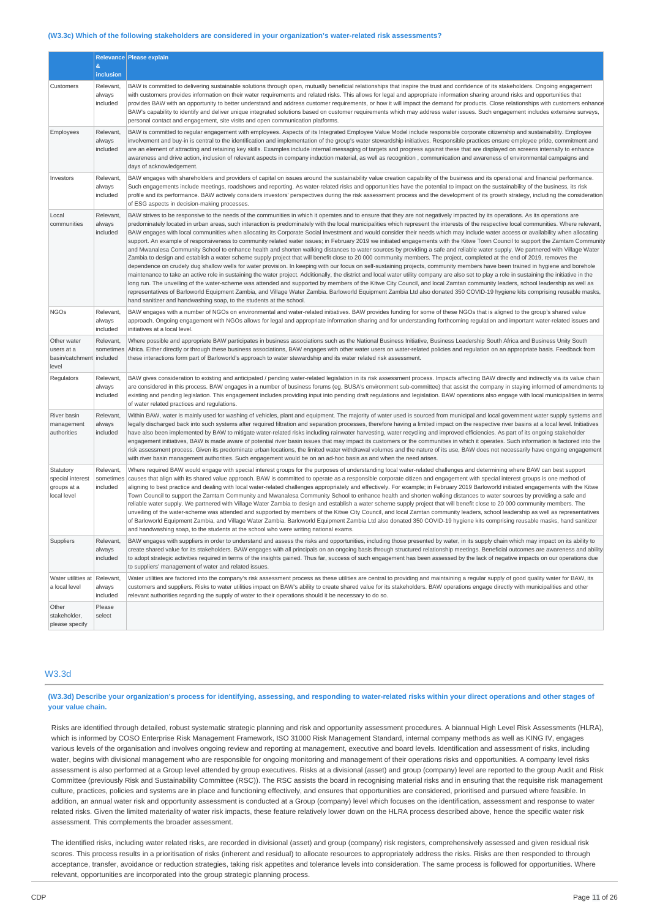#### (W3.3c) Which of the following stakeholders are considered in your organization's water-related risk assessments?

| | Relevance & inclusion | Please explain |
|---|---|---|
| Customers | Relevant, always included | BAW is committed to delivering sustainable solutions through open, mutually beneficial relationships that inspire the trust and confidence of its stakeholders. Ongoing engagement with customers provides information on their water requirements and related risks. This allows for legal and appropriate information sharing around risks and opportunities that provides BAW with an opportunity to better understand and address customer requirements, or how it will impact the demand for products. Close relationships with customers enhance BAW's capability to identify and deliver unique integrated solutions based on customer requirements which may address water issues. Such engagement includes extensive surveys, personal contact and engagement, site visits and open communication platforms. |
| Employees | Relevant, always included | BAW is committed to regular engagement with employees. Aspects of its Integrated Employee Value Model include responsible corporate citizenship and sustainability. Employee involvement and buy-in is central to the identification and implementation of the group's water stewardship initiatives. Responsible practices ensure employee pride, commitment and are an element of attracting and retaining key skills. Examples include internal messaging of targets and progress against these that are displayed on screens internally to enhance awareness and drive action, inclusion of relevant aspects in company induction material, as well as recognition , communication and awareness of environmental campaigns and days of acknowledgement. |
| Investors | Relevant, always included | BAW engages with shareholders and providers of capital on issues around the sustainability value creation capability of the business and its operational and financial performance. Such engagements include meetings, roadshows and reporting. As water-related risks and opportunities have the potential to impact on the sustainability of the business, its risk profile and its performance. BAW actively considers investors' perspectives during the risk assessment process and the development of its growth strategy, including the consideration of ESG aspects in decision-making processes. |
| Local communities | Relevant, always included | BAW strives to be responsive to the needs of the communities in which it operates and to ensure that they are not negatively impacted by its operations. As its operations are predominately located in urban areas, such interaction is predominately with the local municipalities which represent the interests of the respective local communities. Where relevant, BAW engages with local communities when allocating its Corporate Social Investment and would consider their needs which may include water access or availability when allocating support. An example of responsiveness to community related water issues; in February 2019 we initiated engagements with the Kitwe Town Council to support the Zamtam Community and Mwanalesa Community School to enhance health and shorten walking distances to water sources by providing a safe and reliable water supply. We partnered with Village Water Zambia to design and establish a water scheme supply project that will benefit close to 20 000 community members. The project, completed at the end of 2019, removes the dependence on crudely dug shallow wells for water provision. In keeping with our focus on self-sustaining projects, community members have been trained in hygiene and borehole maintenance to take an active role in sustaining the water project. Additionally, the district and local water utility company are also set to play a role in sustaining the initiative in the long run. The unveiling of the water-scheme was attended and supported by members of the Kitwe City Council, and local Zamtan community leaders, school leadership as well as representatives of Barloworld Equipment Zambia, and Village Water Zambia. Barloworld Equipment Zambia Ltd also donated 350 COVID-19 hygiene kits comprising reusable masks, hand sanitizer and handwashing soap, to the students at the school. |
| NGOs | Relevant, always included | BAW engages with a number of NGOs on environmental and water-related initiatives. BAW provides funding for some of these NGOs that is aligned to the group's shared value approach. Ongoing engagement with NGOs allows for legal and appropriate information sharing and for understanding forthcoming regulation and important water-related issues and initiatives at a local level. |
| Other water users at a basin/catchment level | Relevant, sometimes included | Where possible and appropriate BAW participates in business associations such as the National Business Initiative, Business Leadership South Africa and Business Unity South Africa. Either directly or through these business associations, BAW engages with other water users on water-related policies and regulation on an appropriate basis. Feedback from these interactions form part of Barloworld's approach to water stewardship and its water related risk assessment. |
| Regulators | Relevant, always included | BAW gives consideration to existing and anticipated / pending water-related legislation in its risk assessment process. Impacts affecting BAW directly and indirectly via its value chain are considered in this process. BAW engages in a number of business forums (eg. BUSA's environment sub-committee) that assist the company in staying informed of amendments to existing and pending legislation. This engagement includes providing input into pending draft regulations and legislation. BAW operations also engage with local municipalities in terms of water related practices and regulations. |
| River basin management authorities | Relevant, always included | Within BAW, water is mainly used for washing of vehicles, plant and equipment. The majority of water used is sourced from municipal and local government water supply systems and legally discharged back into such systems after required filtration and separation processes, therefore having a limited impact on the respective river basins at a local level. Initiatives have also been implemented by BAW to mitigate water-related risks including rainwater harvesting, water recycling and improved efficiencies. As part of its ongoing stakeholder engagement initiatives, BAW is made aware of potential river basin issues that may impact its customers or the communities in which it operates. Such information is factored into the risk assessment process. Given its predominate urban locations, the limited water withdrawal volumes and the nature of its use, BAW does not necessarily have ongoing engagement with river basin management authorities. Such engagement would be on an ad-hoc basis as and when the need arises. |
| Statutory special interest groups at a local level | Relevant, sometimes included | Where required BAW would engage with special interest groups for the purposes of understanding local water-related challenges and determining where BAW can best support causes that align with its shared value approach. BAW is committed to operate as a responsible corporate citizen and engagement with special interest groups is one method of aligning to best practice and dealing with local water-related challenges appropriately and effectively. For example; in February 2019 Barloworld initiated engagements with the Kitwe Town Council to support the Zamtam Community and Mwanalesa Community School to enhance health and shorten walking distances to water sources by providing a safe and reliable water supply. We partnered with Village Water Zambia to design and establish a water scheme supply project that will benefit close to 20 000 community members. The unveiling of the water-scheme was attended and supported by members of the Kitwe City Council, and local Zamtan community leaders, school leadership as well as representatives of Barloworld Equipment Zambia, and Village Water Zambia. Barloworld Equipment Zambia Ltd also donated 350 COVID-19 hygiene kits comprising reusable masks, hand sanitizer and handwashing soap, to the students at the school who were writing national exams. |
| Suppliers | Relevant, always included | BAW engages with suppliers in order to understand and assess the risks and opportunities, including those presented by water, in its supply chain which may impact on its ability to create shared value for its stakeholders. BAW engages with all principals on an ongoing basis through structured relationship meetings. Beneficial outcomes are awareness and ability to adopt strategic activities required in terms of the insights gained. Thus far, success of such engagement has been assessed by the lack of negative impacts on our operations due to suppliers' management of water and related issues. |
| Water utilities at a local level | Relevant, always included | Water utilities are factored into the company's risk assessment process as these utilities are central to providing and maintaining a regular supply of good quality water for BAW, its customers and suppliers. Risks to water utilities impact on BAW's ability to create shared value for its stakeholders. BAW operations engage directly with municipalities and other relevant authorities regarding the supply of water to their operations should it be necessary to do so. |
| Other stakeholder, please specify | Please select | |

## W3.3d

#### (W3.3d) Describe your organization's process for identifying, assessing, and responding to water-related risks within your direct operations and other stages of your value chain.

Risks are identified through detailed, robust systematic strategic planning and risk and opportunity assessment procedures. A biannual High Level Risk Assessments (HLRA), which is informed by COSO Enterprise Risk Management Framework, ISO 31000 Risk Management Standard, internal company methods as well as KING IV, engages various levels of the organisation and involves ongoing review and reporting at management, executive and board levels. Identification and assessment of risks, including water, begins with divisional management who are responsible for ongoing monitoring and management of their operations risks and opportunities. A company level risks assessment is also performed at a Group level attended by group executives. Risks at a divisional (asset) and group (company) level are reported to the group Audit and Risk Committee (previously Risk and Sustainability Committee (RSC)). The RSC assists the board in recognising material risks and in ensuring that the requisite risk management culture, practices, policies and systems are in place and functioning effectively, and ensures that opportunities are considered, prioritised and pursued where feasible. In addition, an annual water risk and opportunity assessment is conducted at a Group (company) level which focuses on the identification, assessment and response to water related risks. Given the limited materiality of water risk impacts, these feature relatively lower down on the HLRA process described above, hence the specific water risk assessment. This complements the broader assessment.

The identified risks, including water related risks, are recorded in divisional (asset) and group (company) risk registers, comprehensively assessed and given residual risk scores. This process results in a prioritisation of risks (inherent and residual) to allocate resources to appropriately address the risks. Risks are then responded to through acceptance, transfer, avoidance or reduction strategies, taking risk appetites and tolerance levels into consideration. The same process is followed for opportunities. Where relevant, opportunities are incorporated into the group strategic planning process.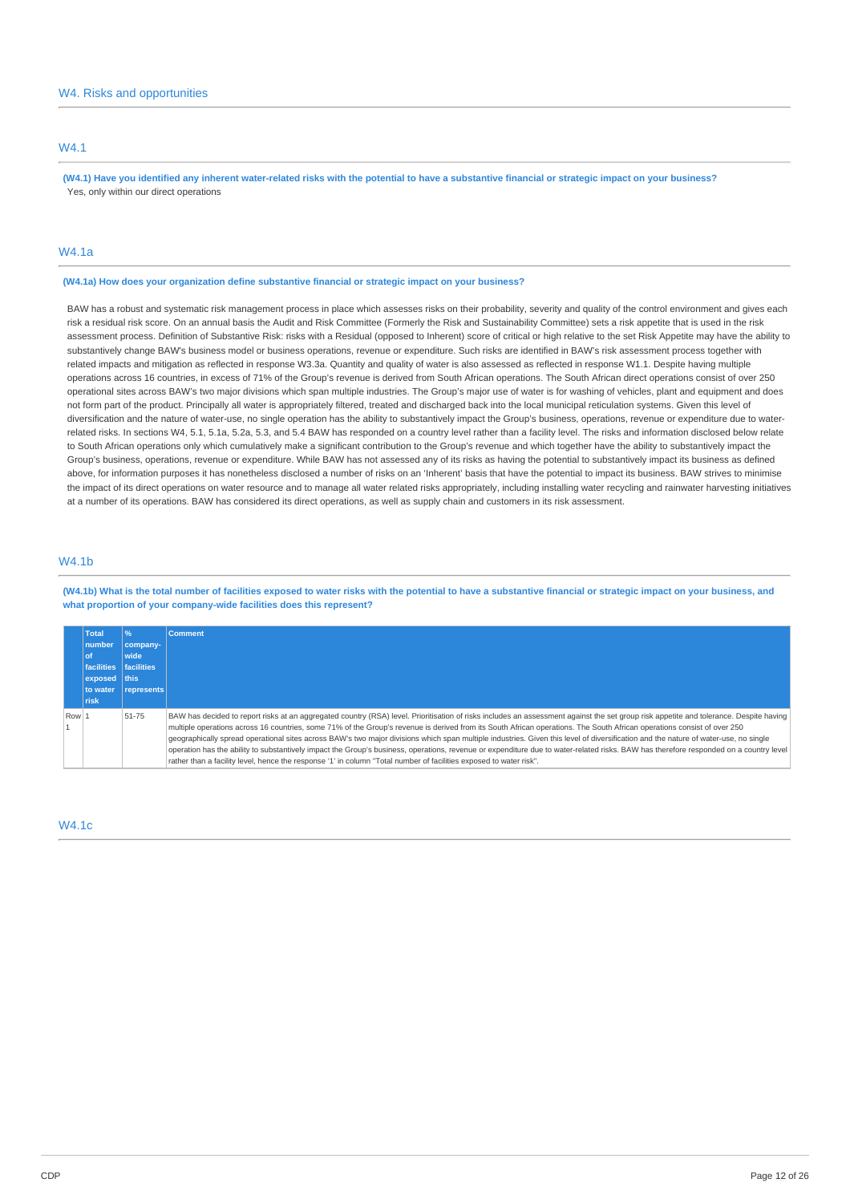## W4. Risks and opportunities

### W4.1

**(W4.1) Have you identified any inherent water-related risks with the potential to have a substantive financial or strategic impact on your business?**

Yes, only within our direct operations

### W4.1a

**(W4.1a) How does your organization define substantive financial or strategic impact on your business?**

BAW has a robust and systematic risk management process in place which assesses risks on their probability, severity and quality of the control environment and gives each risk a residual risk score. On an annual basis the Audit and Risk Committee (Formerly the Risk and Sustainability Committee) sets a risk appetite that is used in the risk assessment process. Definition of Substantive Risk: risks with a Residual (opposed to Inherent) score of critical or high relative to the set Risk Appetite may have the ability to substantively change BAW's business model or business operations, revenue or expenditure. Such risks are identified in BAW's risk assessment process together with related impacts and mitigation as reflected in response W3.3a. Quantity and quality of water is also assessed as reflected in response W1.1. Despite having multiple operations across 16 countries, in excess of 71% of the Group's revenue is derived from South African operations. The South African direct operations consist of over 250 operational sites across BAW's two major divisions which span multiple industries. The Group's major use of water is for washing of vehicles, plant and equipment and does not form part of the product. Principally all water is appropriately filtered, treated and discharged back into the local municipal reticulation systems. Given this level of diversification and the nature of water-use, no single operation has the ability to substantively impact the Group's business, operations, revenue or expenditure due to water-related risks. In sections W4, 5.1, 5.1a, 5.2a, 5.3, and 5.4 BAW has responded on a country level rather than a facility level. The risks and information disclosed below relate to South African operations only which cumulatively make a significant contribution to the Group's revenue and which together have the ability to substantively impact the Group's business, operations, revenue or expenditure. While BAW has not assessed any of its risks as having the potential to substantively impact its business as defined above, for information purposes it has nonetheless disclosed a number of risks on an 'Inherent' basis that have the potential to impact its business. BAW strives to minimise the impact of its direct operations on water resource and to manage all water related risks appropriately, including installing water recycling and rainwater harvesting initiatives at a number of its operations. BAW has considered its direct operations, as well as supply chain and customers in its risk assessment.

### W4.1b

**(W4.1b) What is the total number of facilities exposed to water risks with the potential to have a substantive financial or strategic impact on your business, and what proportion of your company-wide facilities does this represent?**

| | Total number of facilities exposed to water risk | % company-wide facilities this represents | Comment |
|---|---|---|---|
| Row 1 | 1 | 51-75 | BAW has decided to report risks at an aggregated country (RSA) level. Prioritisation of risks includes an assessment against the set group risk appetite and tolerance. Despite having multiple operations across 16 countries, some 71% of the Group's revenue is derived from its South African operations. The South African operations consist of over 250 geographically spread operational sites across BAW's two major divisions which span multiple industries. Given this level of diversification and the nature of water-use, no single operation has the ability to substantively impact the Group's business, operations, revenue or expenditure due to water-related risks. BAW has therefore responded on a country level rather than a facility level, hence the response '1' in column "Total number of facilities exposed to water risk". |

### W4.1c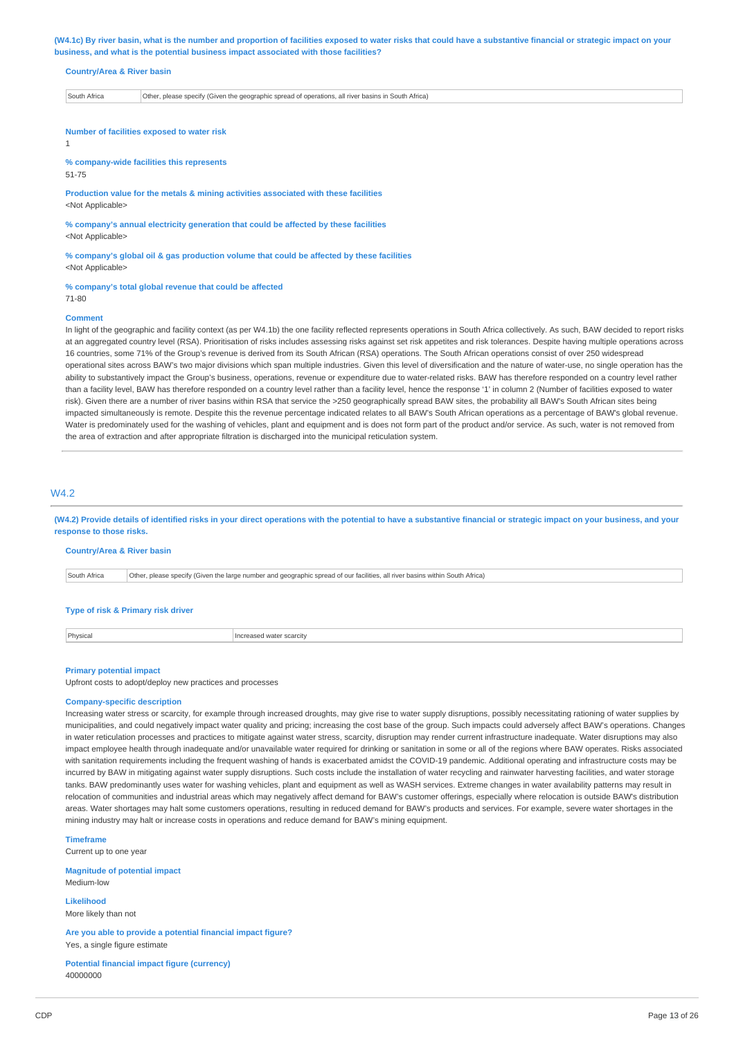**(W4.1c) By river basin, what is the number and proportion of facilities exposed to water risks that could have a substantive financial or strategic impact on your business, and what is the potential business impact associated with those facilities?**

**Country/Area & River basin**

| South Africa | Other, please specify (Given the geographic spread of operations, all river basins in South Africa) |
|---|---|

**Number of facilities exposed to water risk**

1

**% company-wide facilities this represents**

51-75

**Production value for the metals & mining activities associated with these facilities**

<Not Applicable>

**% company's annual electricity generation that could be affected by these facilities**

<Not Applicable>

**% company's global oil & gas production volume that could be affected by these facilities**

<Not Applicable>

**% company's total global revenue that could be affected**

71-80

**Comment**

In light of the geographic and facility context (as per W4.1b) the one facility reflected represents operations in South Africa collectively. As such, BAW decided to report risks at an aggregated country level (RSA). Prioritisation of risks includes assessing risks against set risk appetites and risk tolerances. Despite having multiple operations across 16 countries, some 71% of the Group's revenue is derived from its South African (RSA) operations. The South African operations consist of over 250 widespread operational sites across BAW's two major divisions which span multiple industries. Given this level of diversification and the nature of water-use, no single operation has the ability to substantively impact the Group's business, operations, revenue or expenditure due to water-related risks. BAW has therefore responded on a country level rather than a facility level, BAW has therefore responded on a country level rather than a facility level, hence the response '1' in column 2 (Number of facilities exposed to water risk). Given there are a number of river basins within RSA that service the >250 geographically spread BAW sites, the probability all BAW's South African sites being impacted simultaneously is remote. Despite this the revenue percentage indicated relates to all BAW's South African operations as a percentage of BAW's global revenue. Water is predominately used for the washing of vehicles, plant and equipment and is does not form part of the product and/or service. As such, water is not removed from the area of extraction and after appropriate filtration is discharged into the municipal reticulation system.

## W4.2

**(W4.2) Provide details of identified risks in your direct operations with the potential to have a substantive financial or strategic impact on your business, and your response to those risks.**

**Country/Area & River basin**

| South Africa | Other, please specify (Given the large number and geographic spread of our facilities, all river basins within South Africa) |
|---|---|

**Type of risk & Primary risk driver**

| Physical | Increased water scarcity |
|---|---|

**Primary potential impact**

Upfront costs to adopt/deploy new practices and processes

**Company-specific description**

Increasing water stress or scarcity, for example through increased droughts, may give rise to water supply disruptions, possibly necessitating rationing of water supplies by municipalities, and could negatively impact water quality and pricing; increasing the cost base of the group. Such impacts could adversely affect BAW's operations. Changes in water reticulation processes and practices to mitigate against water stress, scarcity, disruption may render current infrastructure inadequate. Water disruptions may also impact employee health through inadequate and/or unavailable water required for drinking or sanitation in some or all of the regions where BAW operates. Risks associated with sanitation requirements including the frequent washing of hands is exacerbated amidst the COVID-19 pandemic. Additional operating and infrastructure costs may be incurred by BAW in mitigating against water supply disruptions. Such costs include the installation of water recycling and rainwater harvesting facilities, and water storage tanks. BAW predominantly uses water for washing vehicles, plant and equipment as well as WASH services. Extreme changes in water availability patterns may result in relocation of communities and industrial areas which may negatively affect demand for BAW's customer offerings, especially where relocation is outside BAW's distribution areas. Water shortages may halt some customers operations, resulting in reduced demand for BAW's products and services. For example, severe water shortages in the mining industry may halt or increase costs in operations and reduce demand for BAW's mining equipment.

**Timeframe**

Current up to one year

**Magnitude of potential impact**

Medium-low

**Likelihood**

More likely than not

**Are you able to provide a potential financial impact figure?**

Yes, a single figure estimate

**Potential financial impact figure (currency)**

40000000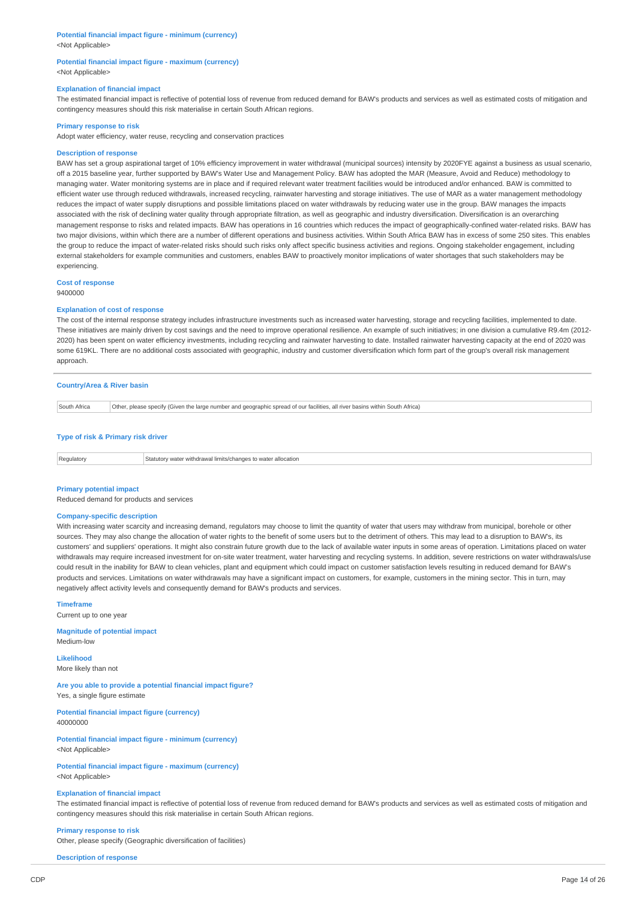**Potential financial impact figure - minimum (currency)**
<Not Applicable>

**Potential financial impact figure - maximum (currency)**
<Not Applicable>

**Explanation of financial impact**
The estimated financial impact is reflective of potential loss of revenue from reduced demand for BAW's products and services as well as estimated costs of mitigation and contingency measures should this risk materialise in certain South African regions.

**Primary response to risk**
Adopt water efficiency, water reuse, recycling and conservation practices

**Description of response**
BAW has set a group aspirational target of 10% efficiency improvement in water withdrawal (municipal sources) intensity by 2020FYE against a business as usual scenario, off a 2015 baseline year, further supported by BAW's Water Use and Management Policy. BAW has adopted the MAR (Measure, Avoid and Reduce) methodology to managing water. Water monitoring systems are in place and if required relevant water treatment facilities would be introduced and/or enhanced. BAW is committed to efficient water use through reduced withdrawals, increased recycling, rainwater harvesting and storage initiatives. The use of MAR as a water management methodology reduces the impact of water supply disruptions and possible limitations placed on water withdrawals by reducing water use in the group. BAW manages the impacts associated with the risk of declining water quality through appropriate filtration, as well as geographic and industry diversification. Diversification is an overarching management response to risks and related impacts. BAW has operations in 16 countries which reduces the impact of geographically-confined water-related risks. BAW has two major divisions, within which there are a number of different operations and business activities. Within South Africa BAW has in excess of some 250 sites. This enables the group to reduce the impact of water-related risks should such risks only affect specific business activities and regions. Ongoing stakeholder engagement, including external stakeholders for example communities and customers, enables BAW to proactively monitor implications of water shortages that such stakeholders may be experiencing.

**Cost of response**
9400000

**Explanation of cost of response**
The cost of the internal response strategy includes infrastructure investments such as increased water harvesting, storage and recycling facilities, implemented to date. These initiatives are mainly driven by cost savings and the need to improve operational resilience. An example of such initiatives; in one division a cumulative R9.4m (2012-2020) has been spent on water efficiency investments, including recycling and rainwater harvesting to date. Installed rainwater harvesting capacity at the end of 2020 was some 619KL. There are no additional costs associated with geographic, industry and customer diversification which form part of the group's overall risk management approach.

---

**Country/Area & River basin**

| | |
|---|---|
| South Africa | Other, please specify (Given the large number and geographic spread of our facilities, all river basins within South Africa) |

**Type of risk & Primary risk driver**

| | |
|---|---|
| Regulatory | Statutory water withdrawal limits/changes to water allocation |

**Primary potential impact**
Reduced demand for products and services

**Company-specific description**
With increasing water scarcity and increasing demand, regulators may choose to limit the quantity of water that users may withdraw from municipal, borehole or other sources. They may also change the allocation of water rights to the benefit of some users but to the detriment of others. This may lead to a disruption to BAW's, its customers' and suppliers' operations. It might also constrain future growth due to the lack of available water inputs in some areas of operation. Limitations placed on water withdrawals may require increased investment for on-site water treatment, water harvesting and recycling systems. In addition, severe restrictions on water withdrawals/use could result in the inability for BAW to clean vehicles, plant and equipment which could impact on customer satisfaction levels resulting in reduced demand for BAW's products and services. Limitations on water withdrawals may have a significant impact on customers, for example, customers in the mining sector. This in turn, may negatively affect activity levels and consequently demand for BAW's products and services.

**Timeframe**
Current up to one year

**Magnitude of potential impact**
Medium-low

**Likelihood**
More likely than not

**Are you able to provide a potential financial impact figure?**
Yes, a single figure estimate

**Potential financial impact figure (currency)**
40000000

**Potential financial impact figure - minimum (currency)**
<Not Applicable>

**Potential financial impact figure - maximum (currency)**
<Not Applicable>

**Explanation of financial impact**
The estimated financial impact is reflective of potential loss of revenue from reduced demand for BAW's products and services as well as estimated costs of mitigation and contingency measures should this risk materialise in certain South African regions.

**Primary response to risk**
Other, please specify (Geographic diversification of facilities)

**Description of response**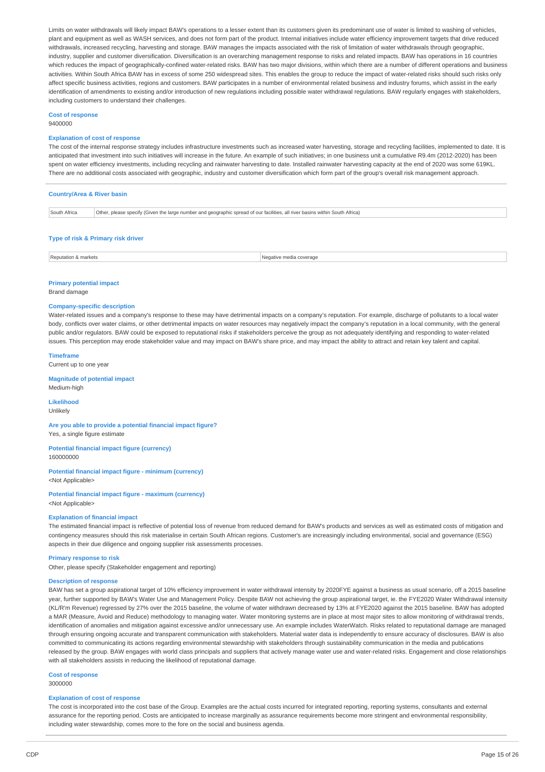Limits on water withdrawals will likely impact BAW's operations to a lesser extent than its customers given its predominant use of water is limited to washing of vehicles, plant and equipment as well as WASH services, and does not form part of the product. Internal initiatives include water efficiency improvement targets that drive reduced withdrawals, increased recycling, harvesting and storage. BAW manages the impacts associated with the risk of limitation of water withdrawals through geographic, industry, supplier and customer diversification. Diversification is an overarching management response to risks and related impacts. BAW has operations in 16 countries which reduces the impact of geographically-confined water-related risks. BAW has two major divisions, within which there are a number of different operations and business activities. Within South Africa BAW has in excess of some 250 widespread sites. This enables the group to reduce the impact of water-related risks should such risks only affect specific business activities, regions and customers. BAW participates in a number of environmental related business and industry forums, which assist in the early identification of amendments to existing and/or introduction of new regulations including possible water withdrawal regulations. BAW regularly engages with stakeholders, including customers to understand their challenges.

**Cost of response**

9400000

**Explanation of cost of response**

The cost of the internal response strategy includes infrastructure investments such as increased water harvesting, storage and recycling facilities, implemented to date. It is anticipated that investment into such initiatives will increase in the future. An example of such initiatives; in one business unit a cumulative R9.4m (2012-2020) has been spent on water efficiency investments, including recycling and rainwater harvesting to date. Installed rainwater harvesting capacity at the end of 2020 was some 619KL. There are no additional costs associated with geographic, industry and customer diversification which form part of the group's overall risk management approach.

---

**Country/Area & River basin**

| South Africa | Other, please specify (Given the large number and geographic spread of our facilities, all river basins within South Africa) |
|---|---|

**Type of risk & Primary risk driver**

| Reputation & markets | Negative media coverage |
|---|---|

**Primary potential impact**

Brand damage

**Company-specific description**

Water-related issues and a company's response to these may have detrimental impacts on a company's reputation. For example, discharge of pollutants to a local water body, conflicts over water claims, or other detrimental impacts on water resources may negatively impact the company's reputation in a local community, with the general public and/or regulators. BAW could be exposed to reputational risks if stakeholders perceive the group as not adequately identifying and responding to water-related issues. This perception may erode stakeholder value and may impact on BAW's share price, and may impact the ability to attract and retain key talent and capital.

**Timeframe**

Current up to one year

**Magnitude of potential impact**

Medium-high

**Likelihood**

Unlikely

**Are you able to provide a potential financial impact figure?**

Yes, a single figure estimate

**Potential financial impact figure (currency)**

160000000

**Potential financial impact figure - minimum (currency)**

<Not Applicable>

**Potential financial impact figure - maximum (currency)**

<Not Applicable>

**Explanation of financial impact**

The estimated financial impact is reflective of potential loss of revenue from reduced demand for BAW's products and services as well as estimated costs of mitigation and contingency measures should this risk materialise in certain South African regions. Customer's are increasingly including environmental, social and governance (ESG) aspects in their due diligence and ongoing supplier risk assessments processes.

**Primary response to risk**

Other, please specify (Stakeholder engagement and reporting)

**Description of response**

BAW has set a group aspirational target of 10% efficiency improvement in water withdrawal intensity by 2020FYE against a business as usual scenario, off a 2015 baseline year, further supported by BAW's Water Use and Management Policy. Despite BAW not achieving the group aspirational target, ie. the FYE2020 Water Withdrawal intensity (KL/R'm Revenue) regressed by 27% over the 2015 baseline, the volume of water withdrawn decreased by 13% at FYE2020 against the 2015 baseline. BAW has adopted a MAR (Measure, Avoid and Reduce) methodology to managing water. Water monitoring systems are in place at most major sites to allow monitoring of withdrawal trends, identification of anomalies and mitigation against excessive and/or unnecessary use. An example includes WaterWatch. Risks related to reputational damage are managed through ensuring ongoing accurate and transparent communication with stakeholders. Material water data is independently to ensure accuracy of disclosures. BAW is also committed to communicating its actions regarding environmental stewardship with stakeholders through sustainability communication in the media and publications released by the group. BAW engages with world class principals and suppliers that actively manage water use and water-related risks. Engagement and close relationships with all stakeholders assists in reducing the likelihood of reputational damage.

**Cost of response**

3000000

**Explanation of cost of response**

The cost is incorporated into the cost base of the Group. Examples are the actual costs incurred for integrated reporting, reporting systems, consultants and external assurance for the reporting period. Costs are anticipated to increase marginally as assurance requirements become more stringent and environmental responsibility, including water stewardship, comes more to the fore on the social and business agenda.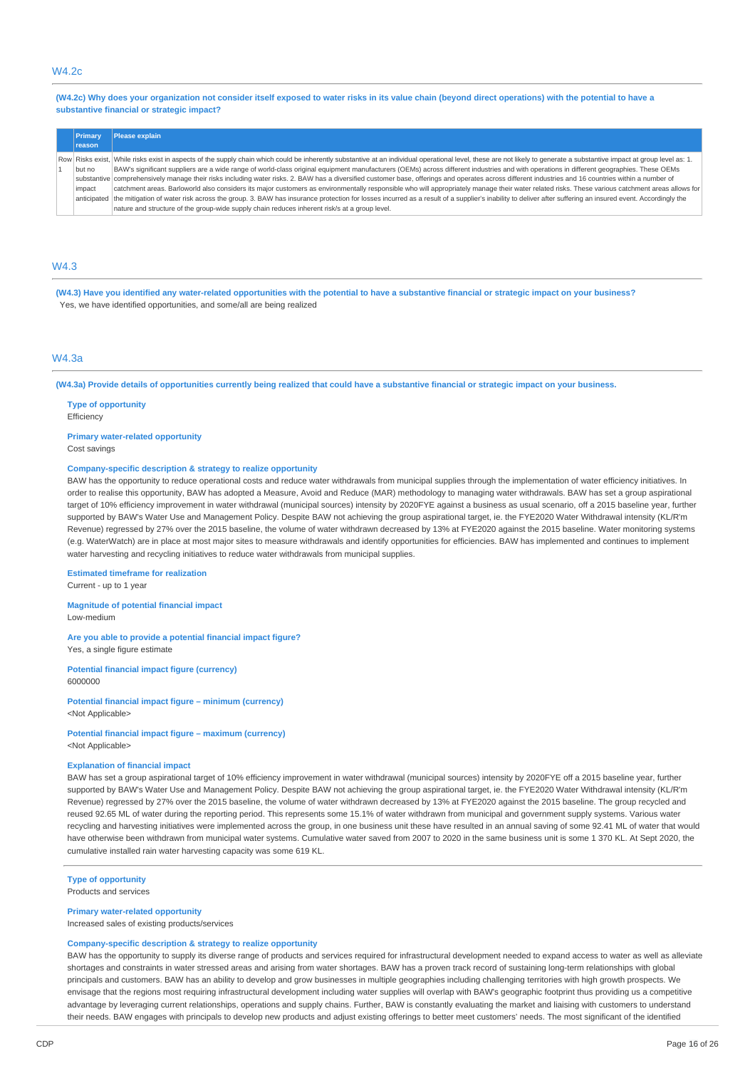## W4.2c

**(W4.2c) Why does your organization not consider itself exposed to water risks in its value chain (beyond direct operations) with the potential to have a substantive financial or strategic impact?**

| | Primary reason | Please explain |
|---|---|---|
| Row 1 | Risks exist, but no substantive impact anticipated | While risks exist in aspects of the supply chain which could be inherently substantive at an individual operational level, these are not likely to generate a substantive impact at group level as: 1. BAW's significant suppliers are a wide range of world-class original equipment manufacturers (OEMs) across different industries and with operations in different geographies. These OEMs comprehensively manage their risks including water risks. 2. BAW has a diversified customer base, offerings and operates across different industries and 16 countries within a number of catchment areas. Barloworld also considers its major customers as environmentally responsible who will appropriately manage their water related risks. These various catchment areas allows for the mitigation of water risk across the group. 3. BAW has insurance protection for losses incurred as a result of a supplier's inability to deliver after suffering an insured event. Accordingly the nature and structure of the group-wide supply chain reduces inherent risk/s at a group level. |

## W4.3

**(W4.3) Have you identified any water-related opportunities with the potential to have a substantive financial or strategic impact on your business?**

Yes, we have identified opportunities, and some/all are being realized

## W4.3a

**(W4.3a) Provide details of opportunities currently being realized that could have a substantive financial or strategic impact on your business.**

**Type of opportunity**
Efficiency

**Primary water-related opportunity**
Cost savings

**Company-specific description & strategy to realize opportunity**
BAW has the opportunity to reduce operational costs and reduce water withdrawals from municipal supplies through the implementation of water efficiency initiatives. In order to realise this opportunity, BAW has adopted a Measure, Avoid and Reduce (MAR) methodology to managing water withdrawals. BAW has set a group aspirational target of 10% efficiency improvement in water withdrawal (municipal sources) intensity by 2020FYE against a business as usual scenario, off a 2015 baseline year, further supported by BAW's Water Use and Management Policy. Despite BAW not achieving the group aspirational target, ie. the FYE2020 Water Withdrawal intensity (KL/R'm Revenue) regressed by 27% over the 2015 baseline, the volume of water withdrawn decreased by 13% at FYE2020 against the 2015 baseline. Water monitoring systems (e.g. WaterWatch) are in place at most major sites to measure withdrawals and identify opportunities for efficiencies. BAW has implemented and continues to implement water harvesting and recycling initiatives to reduce water withdrawals from municipal supplies.

**Estimated timeframe for realization**
Current - up to 1 year

**Magnitude of potential financial impact**
Low-medium

**Are you able to provide a potential financial impact figure?**
Yes, a single figure estimate

**Potential financial impact figure (currency)**
6000000

**Potential financial impact figure – minimum (currency)**
<Not Applicable>

**Potential financial impact figure – maximum (currency)**
<Not Applicable>

**Explanation of financial impact**
BAW has set a group aspirational target of 10% efficiency improvement in water withdrawal (municipal sources) intensity by 2020FYE off a 2015 baseline year, further supported by BAW's Water Use and Management Policy. Despite BAW not achieving the group aspirational target, ie. the FYE2020 Water Withdrawal intensity (KL/R'm Revenue) regressed by 27% over the 2015 baseline, the volume of water withdrawn decreased by 13% at FYE2020 against the 2015 baseline. The group recycled and reused 92.65 ML of water during the reporting period. This represents some 15.1% of water withdrawn from municipal and government supply systems. Various water recycling and harvesting initiatives were implemented across the group, in one business unit these have resulted in an annual saving of some 92.41 ML of water that would have otherwise been withdrawn from municipal water systems. Cumulative water saved from 2007 to 2020 in the same business unit is some 1 370 KL. At Sept 2020, the cumulative installed rain water harvesting capacity was some 619 KL.

---

**Type of opportunity**
Products and services

**Primary water-related opportunity**
Increased sales of existing products/services

**Company-specific description & strategy to realize opportunity**
BAW has the opportunity to supply its diverse range of products and services required for infrastructural development needed to expand access to water as well as alleviate shortages and constraints in water stressed areas and arising from water shortages. BAW has a proven track record of sustaining long-term relationships with global principals and customers. BAW has an ability to develop and grow businesses in multiple geographies including challenging territories with high growth prospects. We envisage that the regions most requiring infrastructural development including water supplies will overlap with BAW's geographic footprint thus providing us a competitive advantage by leveraging current relationships, operations and supply chains. Further, BAW is constantly evaluating the market and liaising with customers to understand their needs. BAW engages with principals to develop new products and adjust existing offerings to better meet customers' needs. The most significant of the identified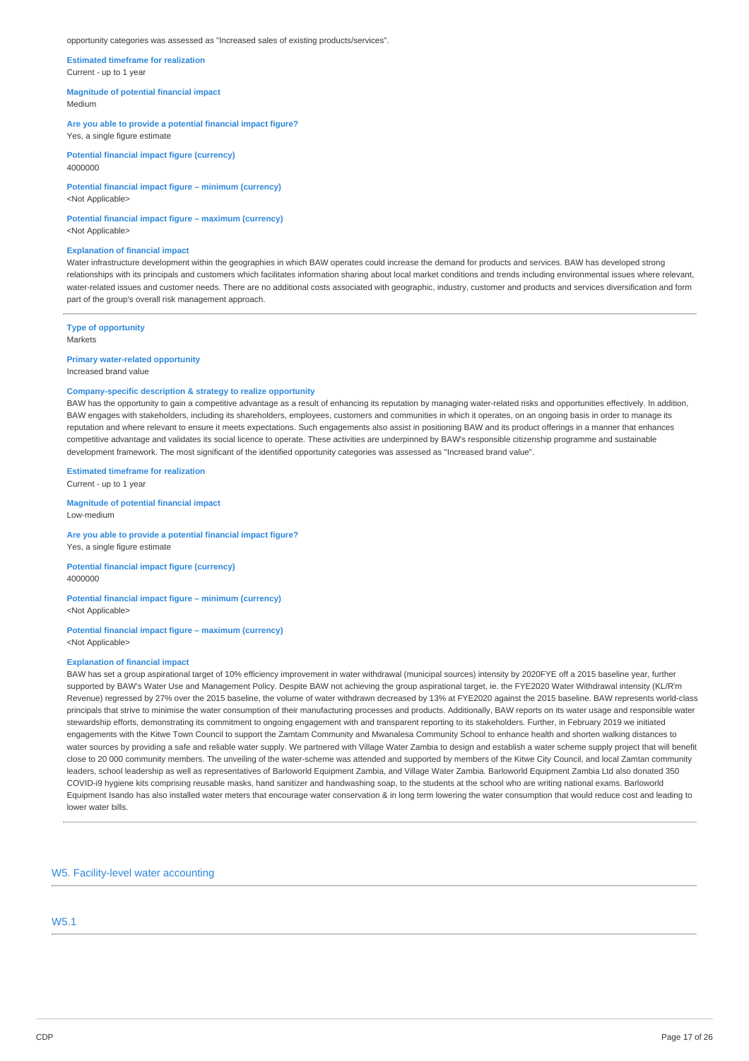opportunity categories was assessed as "Increased sales of existing products/services".

**Estimated timeframe for realization**
Current - up to 1 year

**Magnitude of potential financial impact**
Medium

**Are you able to provide a potential financial impact figure?**
Yes, a single figure estimate

**Potential financial impact figure (currency)**
4000000

**Potential financial impact figure – minimum (currency)**
<Not Applicable>

**Potential financial impact figure – maximum (currency)**
<Not Applicable>

**Explanation of financial impact**
Water infrastructure development within the geographies in which BAW operates could increase the demand for products and services. BAW has developed strong relationships with its principals and customers which facilitates information sharing about local market conditions and trends including environmental issues where relevant, water-related issues and customer needs. There are no additional costs associated with geographic, industry, customer and products and services diversification and form part of the group's overall risk management approach.

---

**Type of opportunity**
Markets

**Primary water-related opportunity**
Increased brand value

**Company-specific description & strategy to realize opportunity**
BAW has the opportunity to gain a competitive advantage as a result of enhancing its reputation by managing water-related risks and opportunities effectively. In addition, BAW engages with stakeholders, including its shareholders, employees, customers and communities in which it operates, on an ongoing basis in order to manage its reputation and where relevant to ensure it meets expectations. Such engagements also assist in positioning BAW and its product offerings in a manner that enhances competitive advantage and validates its social licence to operate. These activities are underpinned by BAW's responsible citizenship programme and sustainable development framework. The most significant of the identified opportunity categories was assessed as "Increased brand value".

**Estimated timeframe for realization**
Current - up to 1 year

**Magnitude of potential financial impact**
Low-medium

**Are you able to provide a potential financial impact figure?**
Yes, a single figure estimate

**Potential financial impact figure (currency)**
4000000

**Potential financial impact figure – minimum (currency)**
<Not Applicable>

**Potential financial impact figure – maximum (currency)**
<Not Applicable>

**Explanation of financial impact**
BAW has set a group aspirational target of 10% efficiency improvement in water withdrawal (municipal sources) intensity by 2020FYE off a 2015 baseline year, further supported by BAW's Water Use and Management Policy. Despite BAW not achieving the group aspirational target, ie. the FYE2020 Water Withdrawal intensity (KL/R'm Revenue) regressed by 27% over the 2015 baseline, the volume of water withdrawn decreased by 13% at FYE2020 against the 2015 baseline. BAW represents world-class principals that strive to minimise the water consumption of their manufacturing processes and products. Additionally, BAW reports on its water usage and responsible water stewardship efforts, demonstrating its commitment to ongoing engagement with and transparent reporting to its stakeholders. Further, in February 2019 we initiated engagements with the Kitwe Town Council to support the Zamtam Community and Mwanalesa Community School to enhance health and shorten walking distances to water sources by providing a safe and reliable water supply. We partnered with Village Water Zambia to design and establish a water scheme supply project that will benefit close to 20 000 community members. The unveiling of the water-scheme was attended and supported by members of the Kitwe City Council, and local Zamtan community leaders, school leadership as well as representatives of Barloworld Equipment Zambia, and Village Water Zambia. Barloworld Equipment Zambia Ltd also donated 350 COVID-i9 hygiene kits comprising reusable masks, hand sanitizer and handwashing soap, to the students at the school who are writing national exams. Barloworld Equipment Isando has also installed water meters that encourage water conservation & in long term lowering the water consumption that would reduce cost and leading to lower water bills.

## W5. Facility-level water accounting

## W5.1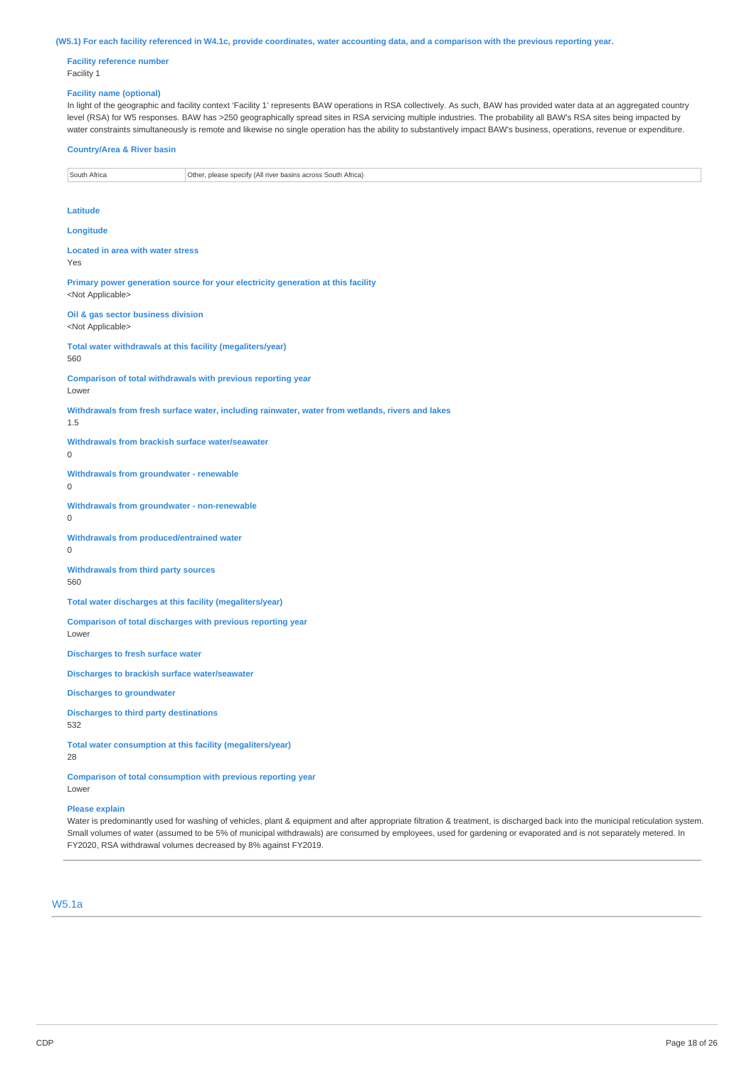**(W5.1) For each facility referenced in W4.1c, provide coordinates, water accounting data, and a comparison with the previous reporting year.**

**Facility reference number**

Facility 1

**Facility name (optional)**

In light of the geographic and facility context 'Facility 1' represents BAW operations in RSA collectively. As such, BAW has provided water data at an aggregated country level (RSA) for W5 responses. BAW has >250 geographically spread sites in RSA servicing multiple industries. The probability all BAW's RSA sites being impacted by water constraints simultaneously is remote and likewise no single operation has the ability to substantively impact BAW's business, operations, revenue or expenditure.

**Country/Area & River basin**

| | |
|---|---|
| South Africa | Other, please specify (All river basins across South Africa) |

**Latitude**

**Longitude**

**Located in area with water stress**

Yes

**Primary power generation source for your electricity generation at this facility**

<Not Applicable>

**Oil & gas sector business division**

<Not Applicable>

**Total water withdrawals at this facility (megaliters/year)**

560

**Comparison of total withdrawals with previous reporting year**

Lower

**Withdrawals from fresh surface water, including rainwater, water from wetlands, rivers and lakes**

1.5

**Withdrawals from brackish surface water/seawater**

0

**Withdrawals from groundwater - renewable**

0

**Withdrawals from groundwater - non-renewable**

0

**Withdrawals from produced/entrained water**

0

**Withdrawals from third party sources**

560

**Total water discharges at this facility (megaliters/year)**

**Comparison of total discharges with previous reporting year**

Lower

**Discharges to fresh surface water**

**Discharges to brackish surface water/seawater**

**Discharges to groundwater**

**Discharges to third party destinations**

532

**Total water consumption at this facility (megaliters/year)**

28

**Comparison of total consumption with previous reporting year**

Lower

**Please explain**

Water is predominantly used for washing of vehicles, plant & equipment and after appropriate filtration & treatment, is discharged back into the municipal reticulation system. Small volumes of water (assumed to be 5% of municipal withdrawals) are consumed by employees, used for gardening or evaporated and is not separately metered. In FY2020, RSA withdrawal volumes decreased by 8% against FY2019.

## W5.1a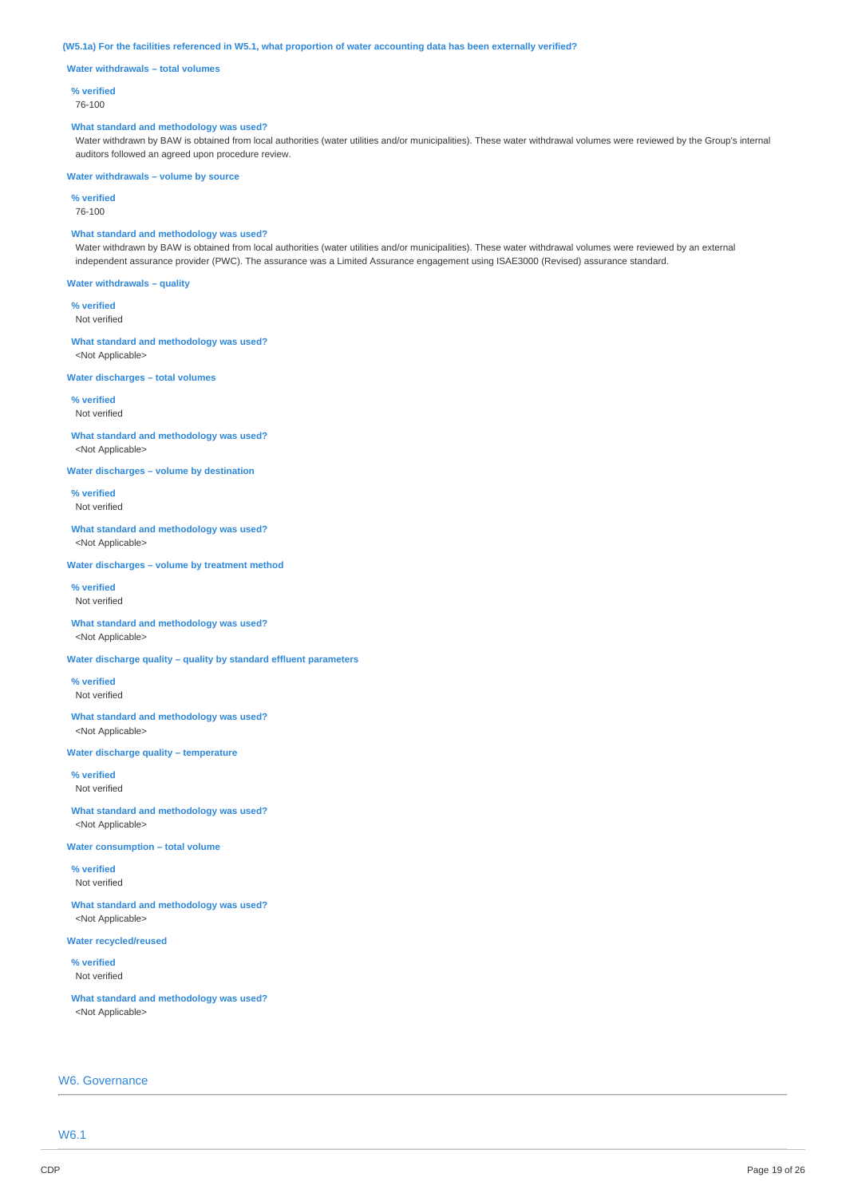**(W5.1a) For the facilities referenced in W5.1, what proportion of water accounting data has been externally verified?**

**Water withdrawals – total volumes**

**% verified**

76-100

**What standard and methodology was used?**

Water withdrawn by BAW is obtained from local authorities (water utilities and/or municipalities). These water withdrawal volumes were reviewed by the Group's internal auditors followed an agreed upon procedure review.

**Water withdrawals – volume by source**

**% verified**

76-100

**What standard and methodology was used?**

Water withdrawn by BAW is obtained from local authorities (water utilities and/or municipalities). These water withdrawal volumes were reviewed by an external independent assurance provider (PWC). The assurance was a Limited Assurance engagement using ISAE3000 (Revised) assurance standard.

**Water withdrawals – quality**

**% verified**

Not verified

**What standard and methodology was used?**

<Not Applicable>

**Water discharges – total volumes**

**% verified**

Not verified

**What standard and methodology was used?**

<Not Applicable>

**Water discharges – volume by destination**

**% verified**

Not verified

**What standard and methodology was used?**

<Not Applicable>

**Water discharges – volume by treatment method**

**% verified**

Not verified

**What standard and methodology was used?**

<Not Applicable>

**Water discharge quality – quality by standard effluent parameters**

**% verified**

Not verified

**What standard and methodology was used?**

<Not Applicable>

**Water discharge quality – temperature**

**% verified**

Not verified

**What standard and methodology was used?**

<Not Applicable>

**Water consumption – total volume**

**% verified**

Not verified

**What standard and methodology was used?**

<Not Applicable>

**Water recycled/reused**

**% verified**

Not verified

**What standard and methodology was used?**

<Not Applicable>

## W6. Governance

## W6.1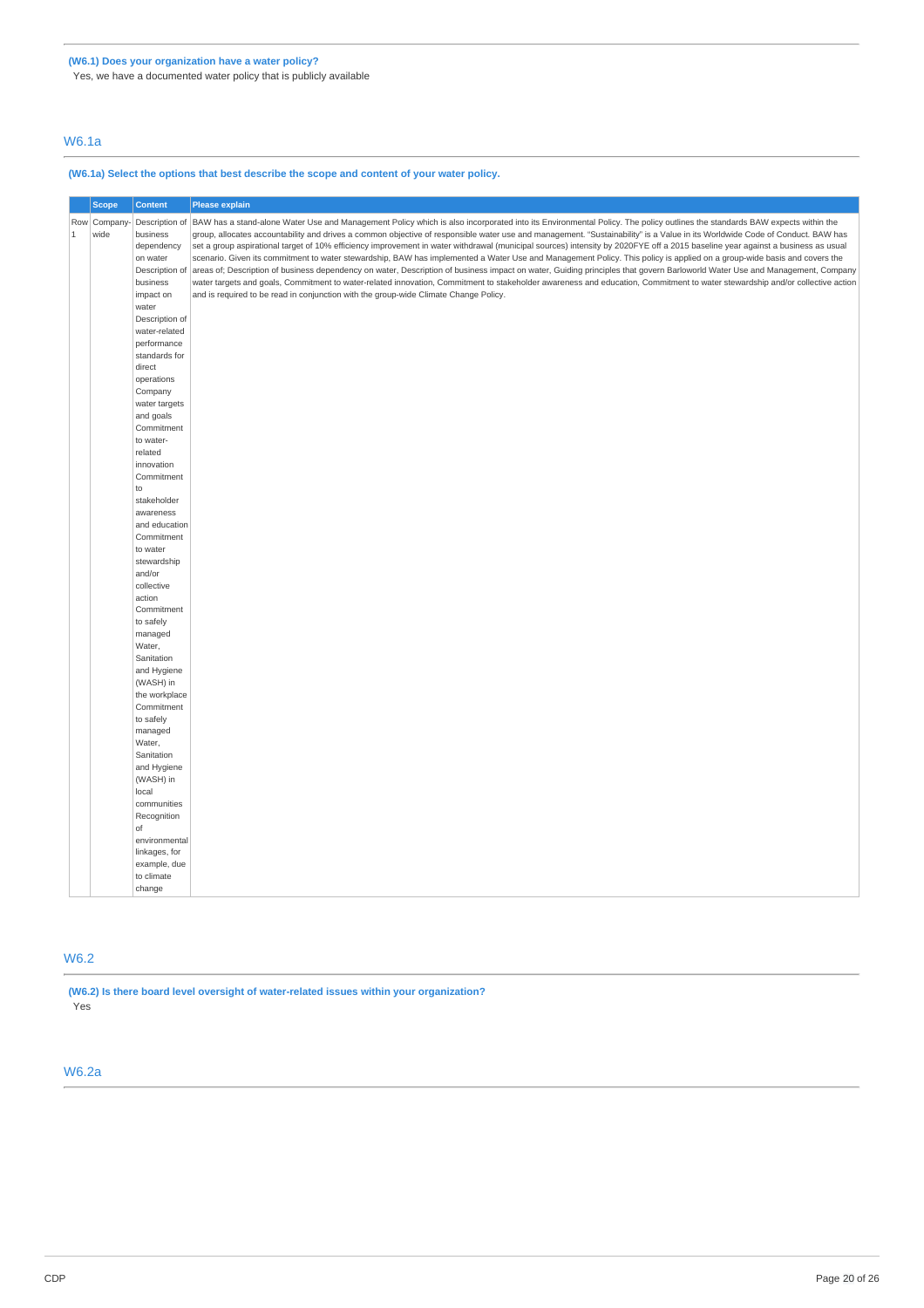**(W6.1) Does your organization have a water policy?**

Yes, we have a documented water policy that is publicly available

## W6.1a

**(W6.1a) Select the options that best describe the scope and content of your water policy.**

| | Scope | Content | Please explain |
|---|---|---|---|
| Row 1 | Company-wide | Description of business dependency on water<br>Description of business impact on water<br>Description of water-related performance standards for direct operations<br>Company water targets and goals<br>Commitment to water-related innovation<br>Commitment to stakeholder awareness and education<br>Commitment to water stewardship and/or collective action<br>Commitment to safely managed Water, Sanitation and Hygiene (WASH) in the workplace<br>Commitment to safely managed Water, Sanitation and Hygiene (WASH) in local communities<br>Recognition of environmental linkages, for example, due to climate change | BAW has a stand-alone Water Use and Management Policy which is also incorporated into its Environmental Policy. The policy outlines the standards BAW expects within the group, allocates accountability and drives a common objective of responsible water use and management. "Sustainability" is a Value in its Worldwide Code of Conduct. BAW has set a group aspirational target of 10% efficiency improvement in water withdrawal (municipal sources) intensity by 2020FYE off a 2015 baseline year against a business as usual scenario. Given its commitment to water stewardship, BAW has implemented a Water Use and Management Policy. This policy is applied on a group-wide basis and covers the areas of; Description of business dependency on water, Description of business impact on water, Guiding principles that govern Barloworld Water Use and Management, Company water targets and goals, Commitment to water-related innovation, Commitment to stakeholder awareness and education, Commitment to water stewardship and/or collective action and is required to be read in conjunction with the group-wide Climate Change Policy. |

## W6.2

**(W6.2) Is there board level oversight of water-related issues within your organization?**

Yes

## W6.2a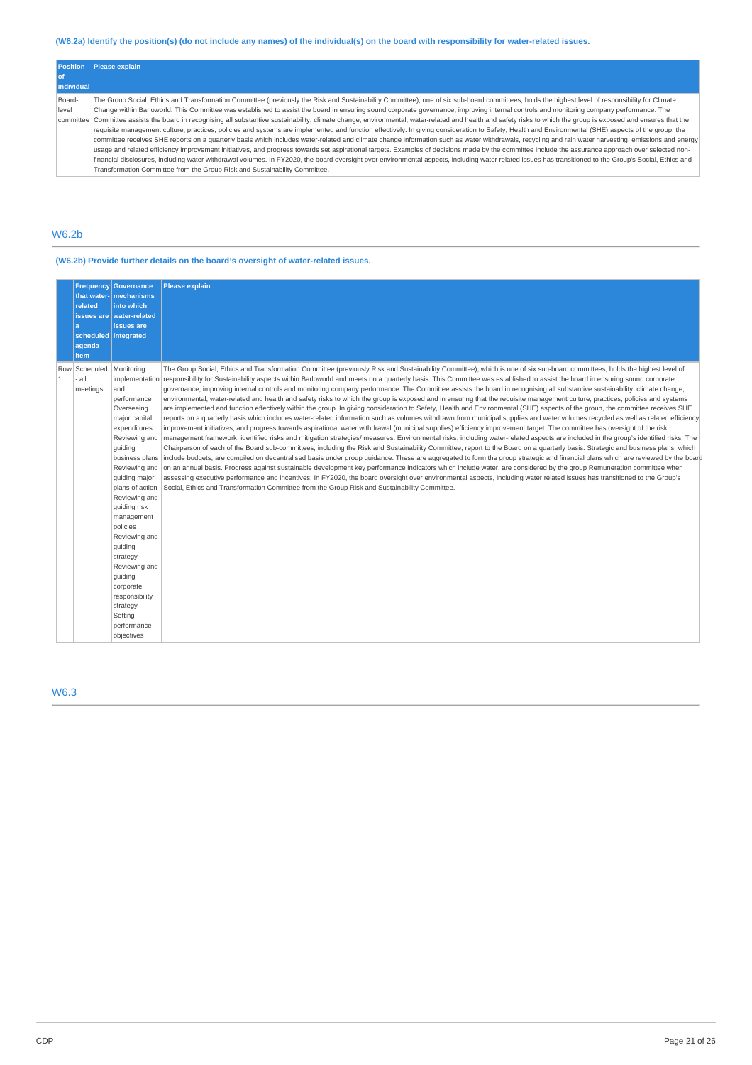(W6.2a) Identify the position(s) (do not include any names) of the individual(s) on the board with responsibility for water-related issues.

| Position of individual | Please explain |
|---|---|
| Board-level committee | The Group Social, Ethics and Transformation Committee (previously the Risk and Sustainability Committee), one of six sub-board committees, holds the highest level of responsibility for Climate Change within Barloworld. This Committee was established to assist the board in ensuring sound corporate governance, improving internal controls and monitoring company performance. The Committee assists the board in recognising all substantive sustainability, climate change, environmental, water-related and health and safety risks to which the group is exposed and ensures that the requisite management culture, practices, policies and systems are implemented and function effectively. In giving consideration to Safety, Health and Environmental (SHE) aspects of the group, the committee receives SHE reports on a quarterly basis which includes water-related and climate change information such as water withdrawals, recycling and rain water harvesting, emissions and energy usage and related efficiency improvement initiatives, and progress towards set aspirational targets. Examples of decisions made by the committee include the assurance approach over selected non-financial disclosures, including water withdrawal volumes. In FY2020, the board oversight over environmental aspects, including water related issues has transitioned to the Group's Social, Ethics and Transformation Committee from the Group Risk and Sustainability Committee. |

## W6.2b

(W6.2b) Provide further details on the board's oversight of water-related issues.

| | Frequency that water-related issues are a scheduled agenda item | Governance mechanisms into which water-related issues are integrated | Please explain |
|---|---|---|---|
| Row 1 | Scheduled - all meetings | Monitoring implementation and performance<br>Overseeing major capital expenditures<br>Reviewing and guiding business plans<br>Reviewing and guiding major plans of action<br>Reviewing and guiding risk management policies<br>Reviewing and guiding strategy<br>Reviewing and guiding corporate responsibility strategy<br>Setting performance objectives | The Group Social, Ethics and Transformation Committee (previously Risk and Sustainability Committee), which is one of six sub-board committees, holds the highest level of responsibility for Sustainability aspects within Barloworld and meets on a quarterly basis. This Committee was established to assist the board in ensuring sound corporate governance, improving internal controls and monitoring company performance. The Committee assists the board in recognising all substantive sustainability, climate change, environmental, water-related and health and safety risks to which the group is exposed and in ensuring that the requisite management culture, practices, policies and systems are implemented and function effectively within the group. In giving consideration to Safety, Health and Environmental (SHE) aspects of the group, the committee receives SHE reports on a quarterly basis which includes water-related information such as volumes withdrawn from municipal supplies and water volumes recycled as well as related efficiency improvement initiatives, and progress towards aspirational water withdrawal (municipal supplies) efficiency improvement target. The committee has oversight of the risk management framework, identified risks and mitigation strategies/ measures. Environmental risks, including water-related aspects are included in the group's identified risks. The Chairperson of each of the Board sub-committees, including the Risk and Sustainability Committee, report to the Board on a quarterly basis. Strategic and business plans, which include budgets, are compiled on decentralised basis under group guidance. These are aggregated to form the group strategic and financial plans which are reviewed by the board on an annual basis. Progress against sustainable development key performance indicators which include water, are considered by the group Remuneration committee when assessing executive performance and incentives. In FY2020, the board oversight over environmental aspects, including water related issues has transitioned to the Group's Social, Ethics and Transformation Committee from the Group Risk and Sustainability Committee. |

## W6.3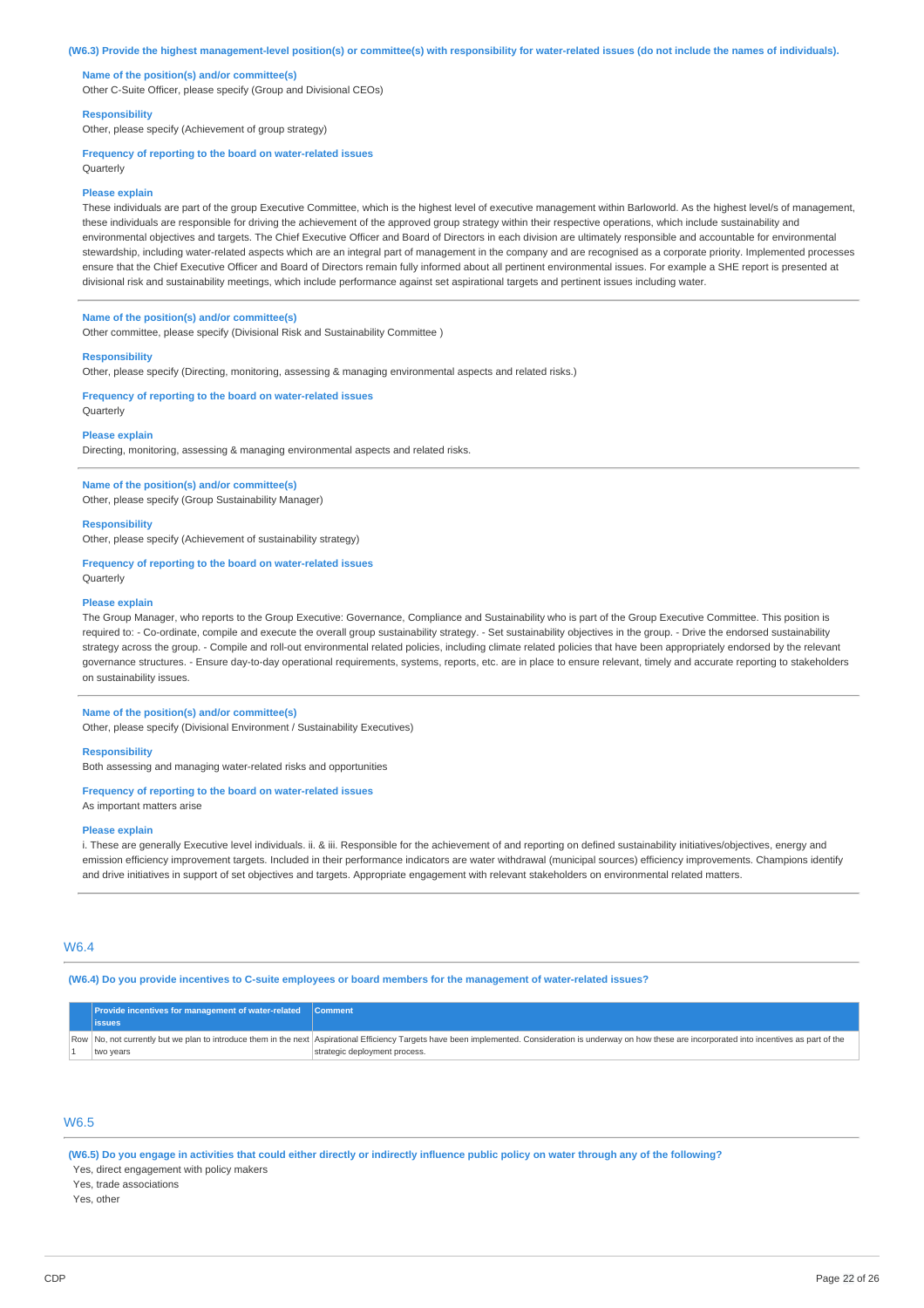**(W6.3) Provide the highest management-level position(s) or committee(s) with responsibility for water-related issues (do not include the names of individuals).**

**Name of the position(s) and/or committee(s)**
Other C-Suite Officer, please specify (Group and Divisional CEOs)

**Responsibility**
Other, please specify (Achievement of group strategy)

**Frequency of reporting to the board on water-related issues**
Quarterly

**Please explain**
These individuals are part of the group Executive Committee, which is the highest level of executive management within Barloworld. As the highest level/s of management, these individuals are responsible for driving the achievement of the approved group strategy within their respective operations, which include sustainability and environmental objectives and targets. The Chief Executive Officer and Board of Directors in each division are ultimately responsible and accountable for environmental stewardship, including water-related aspects which are an integral part of management in the company and are recognised as a corporate priority. Implemented processes ensure that the Chief Executive Officer and Board of Directors remain fully informed about all pertinent environmental issues. For example a SHE report is presented at divisional risk and sustainability meetings, which include performance against set aspirational targets and pertinent issues including water.

---

**Name of the position(s) and/or committee(s)**
Other committee, please specify (Divisional Risk and Sustainability Committee )

**Responsibility**
Other, please specify (Directing, monitoring, assessing & managing environmental aspects and related risks.)

**Frequency of reporting to the board on water-related issues**
Quarterly

**Please explain**
Directing, monitoring, assessing & managing environmental aspects and related risks.

---

**Name of the position(s) and/or committee(s)**
Other, please specify (Group Sustainability Manager)

**Responsibility**
Other, please specify (Achievement of sustainability strategy)

**Frequency of reporting to the board on water-related issues**
Quarterly

**Please explain**
The Group Manager, who reports to the Group Executive: Governance, Compliance and Sustainability who is part of the Group Executive Committee. This position is required to: - Co-ordinate, compile and execute the overall group sustainability strategy. - Set sustainability objectives in the group. - Drive the endorsed sustainability strategy across the group. - Compile and roll-out environmental related policies, including climate related policies that have been appropriately endorsed by the relevant governance structures. - Ensure day-to-day operational requirements, systems, reports, etc. are in place to ensure relevant, timely and accurate reporting to stakeholders on sustainability issues.

---

**Name of the position(s) and/or committee(s)**
Other, please specify (Divisional Environment / Sustainability Executives)

**Responsibility**
Both assessing and managing water-related risks and opportunities

**Frequency of reporting to the board on water-related issues**
As important matters arise

**Please explain**
i. These are generally Executive level individuals. ii. & iii. Responsible for the achievement of and reporting on defined sustainability initiatives/objectives, energy and emission efficiency improvement targets. Included in their performance indicators are water withdrawal (municipal sources) efficiency improvements. Champions identify and drive initiatives in support of set objectives and targets. Appropriate engagement with relevant stakeholders on environmental related matters.

---

## W6.4

**(W6.4) Do you provide incentives to C-suite employees or board members for the management of water-related issues?**

| | Provide incentives for management of water-related issues | Comment |
|---|---|---|
| Row 1 | No, not currently but we plan to introduce them in the next two years | Aspirational Efficiency Targets have been implemented. Consideration is underway on how these are incorporated into incentives as part of the strategic deployment process. |

## W6.5

**(W6.5) Do you engage in activities that could either directly or indirectly influence public policy on water through any of the following?**

Yes, direct engagement with policy makers
Yes, trade associations
Yes, other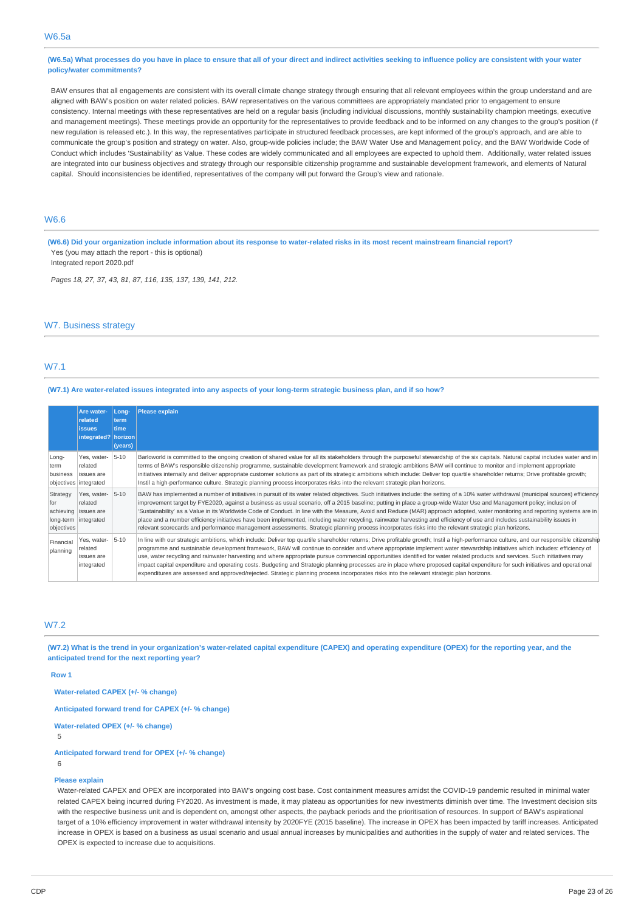## W6.5a

**(W6.5a) What processes do you have in place to ensure that all of your direct and indirect activities seeking to influence policy are consistent with your water policy/water commitments?**

BAW ensures that all engagements are consistent with its overall climate change strategy through ensuring that all relevant employees within the group understand and are aligned with BAW's position on water related policies. BAW representatives on the various committees are appropriately mandated prior to engagement to ensure consistency. Internal meetings with these representatives are held on a regular basis (including individual discussions, monthly sustainability champion meetings, executive and management meetings). These meetings provide an opportunity for the representatives to provide feedback and to be informed on any changes to the group's position (if new regulation is released etc.). In this way, the representatives participate in structured feedback processes, are kept informed of the group's approach, and are able to communicate the group's position and strategy on water. Also, group-wide policies include; the BAW Water Use and Management policy, and the BAW Worldwide Code of Conduct which includes 'Sustainability' as Value. These codes are widely communicated and all employees are expected to uphold them. Additionally, water related issues are integrated into our business objectives and strategy through our responsible citizenship programme and sustainable development framework, and elements of Natural capital. Should inconsistencies be identified, representatives of the company will put forward the Group's view and rationale.

## W6.6

**(W6.6) Did your organization include information about its response to water-related risks in its most recent mainstream financial report?**

Yes (you may attach the report - this is optional)

Integrated report 2020.pdf

*Pages 18, 27, 37, 43, 81, 87, 116, 135, 137, 139, 141, 212.*

# W7. Business strategy

## W7.1

**(W7.1) Are water-related issues integrated into any aspects of your long-term strategic business plan, and if so how?**

| | Are water-related issues integrated? | Long-term time horizon (years) | Please explain |
|---|---|---|---|
| Long-term business objectives | Yes, water-related issues are integrated | 5-10 | Barloworld is committed to the ongoing creation of shared value for all its stakeholders through the purposeful stewardship of the six capitals. Natural capital includes water and in terms of BAW's responsible citizenship programme, sustainable development framework and strategic ambitions BAW will continue to monitor and implement appropriate initiatives internally and deliver appropriate customer solutions as part of its strategic ambitions which include: Deliver top quartile shareholder returns; Drive profitable growth; Instil a high-performance culture. Strategic planning process incorporates risks into the relevant strategic plan horizons. |
| Strategy for achieving long-term objectives | Yes, water-related issues are integrated | 5-10 | BAW has implemented a number of initiatives in pursuit of its water related objectives. Such initiatives include: the setting of a 10% water withdrawal (municipal sources) efficiency improvement target by FYE2020, against a business as usual scenario, off a 2015 baseline; putting in place a group-wide Water Use and Management policy; inclusion of 'Sustainability' as a Value in its Worldwide Code of Conduct. In line with the Measure, Avoid and Reduce (MAR) approach adopted, water monitoring and reporting systems are in place and a number efficiency initiatives have been implemented, including water recycling, rainwater harvesting and efficiency of use and includes sustainability issues in relevant scorecards and performance management assessments. Strategic planning process incorporates risks into the relevant strategic plan horizons. |
| Financial planning | Yes, water-related issues are integrated | 5-10 | In line with our strategic ambitions, which include: Deliver top quartile shareholder returns; Drive profitable growth; Instil a high-performance culture, and our responsible citizenship programme and sustainable development framework, BAW will continue to consider and where appropriate implement water stewardship initiatives which includes: efficiency of use, water recycling and rainwater harvesting and where appropriate pursue commercial opportunities identified for water related products and services. Such initiatives may impact capital expenditure and operating costs. Budgeting and Strategic planning processes are in place where proposed capital expenditure for such initiatives and operational expenditures are assessed and approved/rejected. Strategic planning process incorporates risks into the relevant strategic plan horizons. |

## W7.2

**(W7.2) What is the trend in your organization's water-related capital expenditure (CAPEX) and operating expenditure (OPEX) for the reporting year, and the anticipated trend for the next reporting year?**

**Row 1**

**Water-related CAPEX (+/- % change)**

**Anticipated forward trend for CAPEX (+/- % change)**

**Water-related OPEX (+/- % change)**

5

**Anticipated forward trend for OPEX (+/- % change)**

6

**Please explain**

Water-related CAPEX and OPEX are incorporated into BAW's ongoing cost base. Cost containment measures amidst the COVID-19 pandemic resulted in minimal water related CAPEX being incurred during FY2020. As investment is made, it may plateau as opportunities for new investments diminish over time. The Investment decision sits with the respective business unit and is dependent on, amongst other aspects, the payback periods and the prioritisation of resources. In support of BAW's aspirational target of a 10% efficiency improvement in water withdrawal intensity by 2020FYE (2015 baseline). The increase in OPEX has been impacted by tariff increases. Anticipated increase in OPEX is based on a business as usual scenario and usual annual increases by municipalities and authorities in the supply of water and related services. The OPEX is expected to increase due to acquisitions.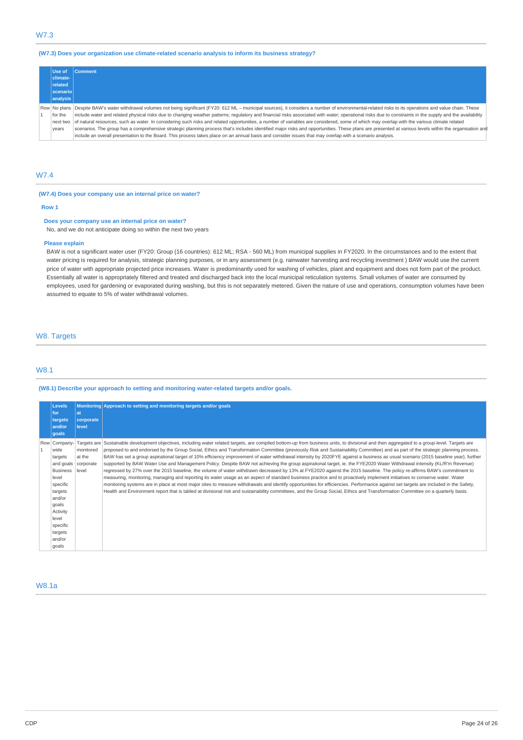## W7.3

**(W7.3) Does your organization use climate-related scenario analysis to inform its business strategy?**

| | Use of climate-related scenario analysis | Comment |
|---|---|---|
| Row 1 | No plans for the next two years | Despite BAW's water withdrawal volumes not being significant (FY20: 612 ML – municipal sources), it considers a number of environmental-related risks to its operations and value chain. These include water and related physical risks due to changing weather patterns; regulatory and financial risks associated with water; operational risks due to constraints in the supply and the availability of natural resources, such as water. In considering such risks and related opportunities, a number of variables are considered, some of which may overlap with the various climate related scenarios. The group has a comprehensive strategic planning process that's includes identified major risks and opportunities. These plans are presented at various levels within the organisation and include an overall presentation to the Board. This process takes place on an annual basis and consider issues that may overlap with a scenario analysis. |

## W7.4

**(W7.4) Does your company use an internal price on water?**

**Row 1**

**Does your company use an internal price on water?**

No, and we do not anticipate doing so within the next two years

**Please explain**

BAW is not a significant water user (FY20: Group (16 countries): 612 ML; RSA - 560 ML) from municipal supplies in FY2020. In the circumstances and to the extent that water pricing is required for analysis, strategic planning purposes, or in any assessment (e.g. rainwater harvesting and recycling investment ) BAW would use the current price of water with appropriate projected price increases. Water is predominantly used for washing of vehicles, plant and equipment and does not form part of the product. Essentially all water is appropriately filtered and treated and discharged back into the local municipal reticulation systems. Small volumes of water are consumed by employees, used for gardening or evaporated during washing, but this is not separately metered. Given the nature of use and operations, consumption volumes have been assumed to equate to 5% of water withdrawal volumes.

# W8. Targets

## W8.1

**(W8.1) Describe your approach to setting and monitoring water-related targets and/or goals.**

| | Levels for targets and/or goals | Monitoring at corporate level | Approach to setting and monitoring targets and/or goals |
|---|---|---|---|
| Row 1 | Company-wide targets and goals<br>Business level specific targets and/or goals<br>Activity level specific targets and/or goals | Targets are monitored at the corporate level | Sustainable development objectives, including water related targets, are compiled bottom-up from business units, to divisional and then aggregated to a group-level. Targets are proposed to and endorsed by the Group Social, Ethics and Transformation Committee (previously Risk and Sustainability Committee) and as part of the strategic planning process. BAW has set a group aspirational target of 10% efficiency improvement of water withdrawal intensity by 2020FYE against a business as usual scenario (2015 baseline year), further supported by BAW Water Use and Management Policy. Despite BAW not achieving the group aspirational target, ie. the FYE2020 Water Withdrawal intensity (KL/R'm Revenue) regressed by 27% over the 2015 baseline, the volume of water withdrawn decreased by 13% at FYE2020 against the 2015 baseline. The policy re-affirms BAW's commitment to measuring, monitoring, managing and reporting its water usage as an aspect of standard business practice and to proactively implement initiatives to conserve water. Water monitoring systems are in place at most major sites to measure withdrawals and identify opportunities for efficiencies. Performance against set targets are included in the Safety, Health and Environment report that is tabled at divisional risk and sustainability committees, and the Group Social, Ethics and Transformation Committee on a quarterly basis. |

## W8.1a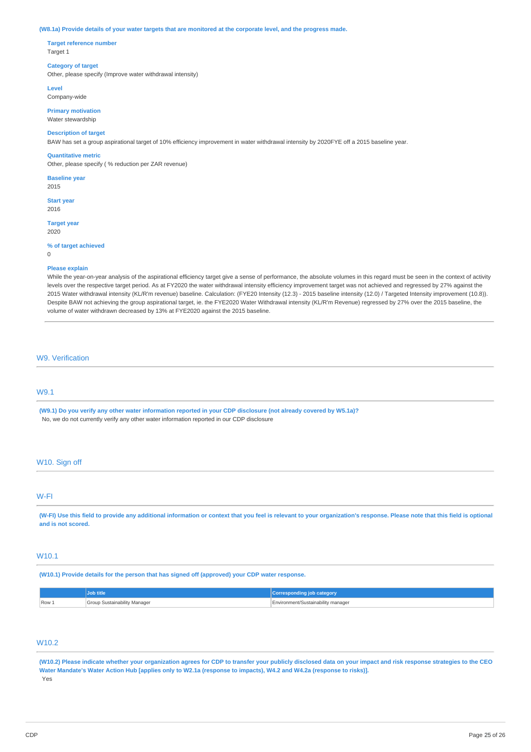**(W8.1a) Provide details of your water targets that are monitored at the corporate level, and the progress made.**

**Target reference number**
Target 1

**Category of target**
Other, please specify (Improve water withdrawal intensity)

**Level**
Company-wide

**Primary motivation**
Water stewardship

**Description of target**
BAW has set a group aspirational target of 10% efficiency improvement in water withdrawal intensity by 2020FYE off a 2015 baseline year.

**Quantitative metric**
Other, please specify ( % reduction per ZAR revenue)

**Baseline year**
2015

**Start year**
2016

**Target year**
2020

**% of target achieved**
0

**Please explain**
While the year-on-year analysis of the aspirational efficiency target give a sense of performance, the absolute volumes in this regard must be seen in the context of activity levels over the respective target period. As at FY2020 the water withdrawal intensity efficiency improvement target was not achieved and regressed by 27% against the 2015 Water withdrawal intensity (KL/R'm revenue) baseline. Calculation: (FYE20 Intensity (12.3) - 2015 baseline intensity (12.0) / Targeted Intensity improvement (10.8)). Despite BAW not achieving the group aspirational target, ie. the FYE2020 Water Withdrawal intensity (KL/R'm Revenue) regressed by 27% over the 2015 baseline, the volume of water withdrawn decreased by 13% at FYE2020 against the 2015 baseline.

## W9. Verification

### W9.1

**(W9.1) Do you verify any other water information reported in your CDP disclosure (not already covered by W5.1a)?**
No, we do not currently verify any other water information reported in our CDP disclosure

## W10. Sign off

### W-FI

**(W-FI) Use this field to provide any additional information or context that you feel is relevant to your organization's response. Please note that this field is optional and is not scored.**

### W10.1

**(W10.1) Provide details for the person that has signed off (approved) your CDP water response.**

| | Job title | Corresponding job category |
|---|---|---|
| Row 1 | Group Sustainability Manager | Environment/Sustainability manager |

### W10.2

**(W10.2) Please indicate whether your organization agrees for CDP to transfer your publicly disclosed data on your impact and risk response strategies to the CEO Water Mandate's Water Action Hub [applies only to W2.1a (response to impacts), W4.2 and W4.2a (response to risks)].**
Yes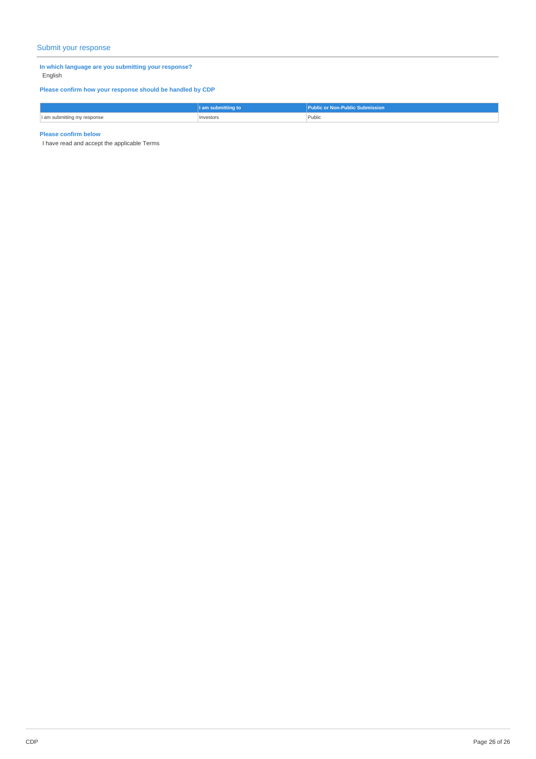## Submit your response

**In which language are you submitting your response?**

English

**Please confirm how your response should be handled by CDP**

| | I am submitting to | Public or Non-Public Submission |
|---|---|---|
| I am submitting my response | Investors | Public |

**Please confirm below**

I have read and accept the applicable Terms